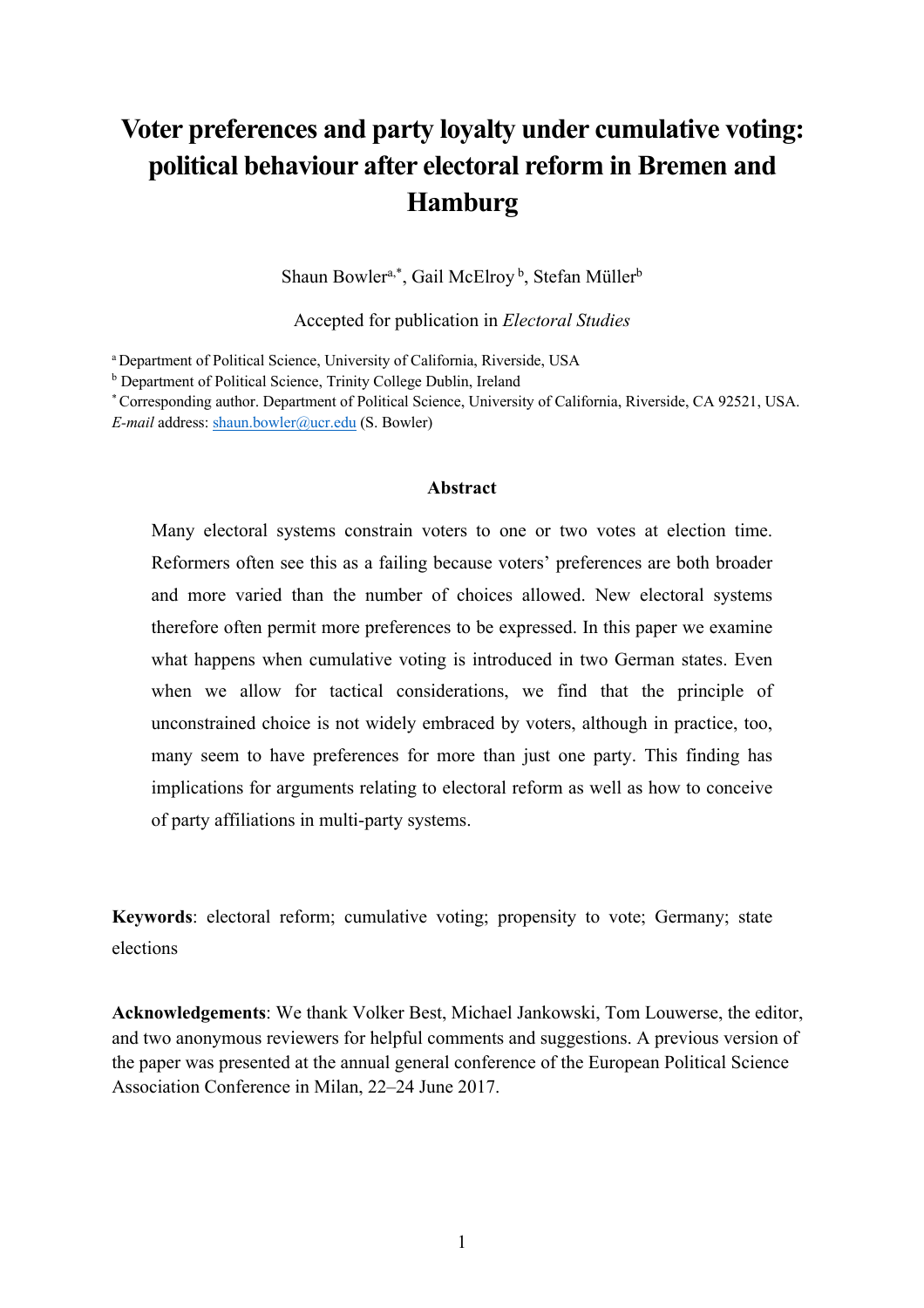# Voter preferences and party loyalty under cumulative voting: political behaviour after electoral reform in Bremen and Hamburg

Shaun Bowler[a,*], Gail McElroy[b], Stefan Müller[b]

Accepted for publication in *Electoral Studies*

[a] Department of Political Science, University of California, Riverside, USA
[b] Department of Political Science, Trinity College Dublin, Ireland
[*] Corresponding author. Department of Political Science, University of California, Riverside, CA 92521, USA.
*E-mail* address: shaun.bowler@ucr.edu (S. Bowler)

## Abstract

Many electoral systems constrain voters to one or two votes at election time. Reformers often see this as a failing because voters' preferences are both broader and more varied than the number of choices allowed. New electoral systems therefore often permit more preferences to be expressed. In this paper we examine what happens when cumulative voting is introduced in two German states. Even when we allow for tactical considerations, we find that the principle of unconstrained choice is not widely embraced by voters, although in practice, too, many seem to have preferences for more than just one party. This finding has implications for arguments relating to electoral reform as well as how to conceive of party affiliations in multi-party systems.

**Keywords**: electoral reform; cumulative voting; propensity to vote; Germany; state elections

**Acknowledgements**: We thank Volker Best, Michael Jankowski, Tom Louwerse, the editor, and two anonymous reviewers for helpful comments and suggestions. A previous version of the paper was presented at the annual general conference of the European Political Science Association Conference in Milan, 22–24 June 2017.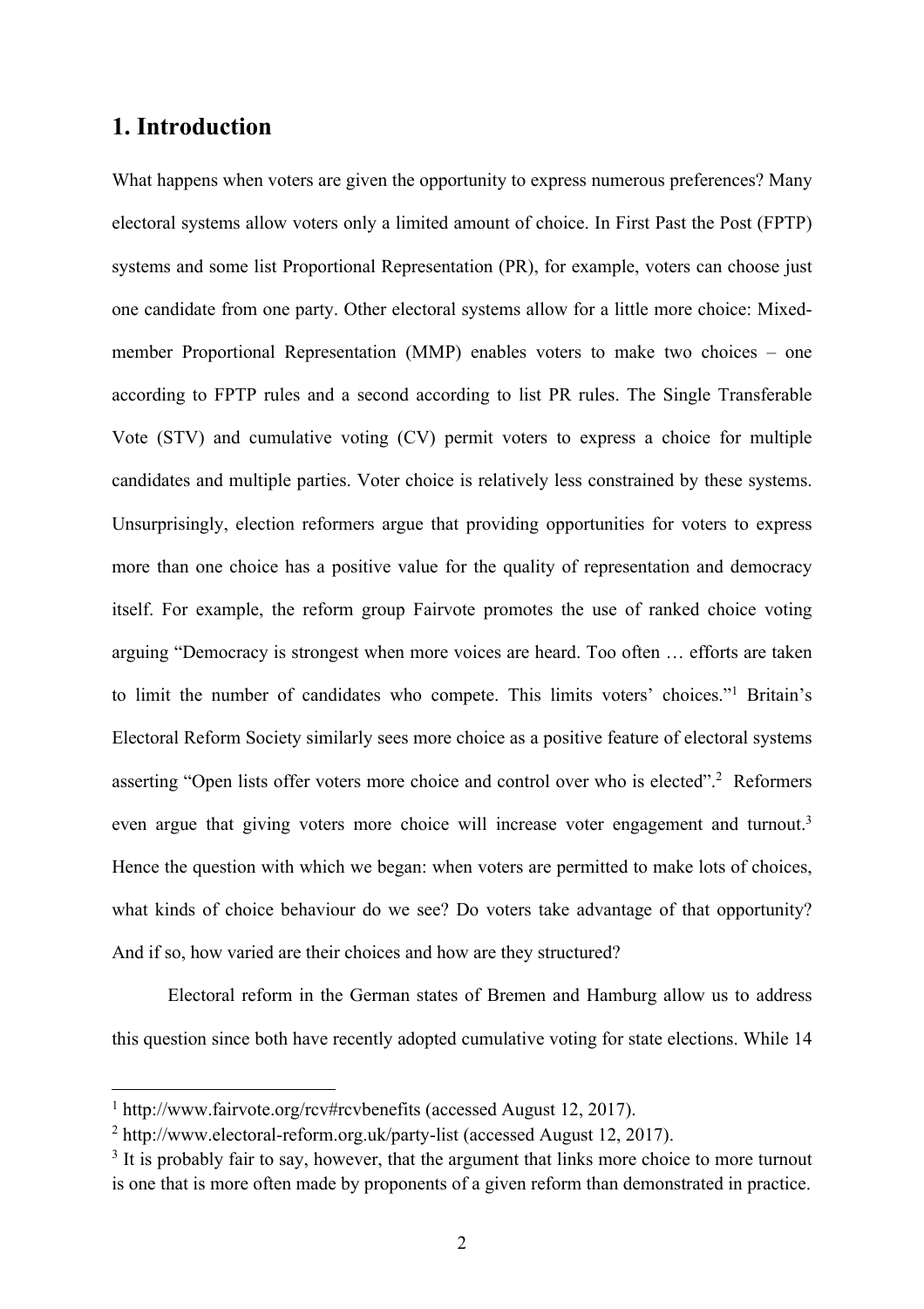# 1. Introduction

What happens when voters are given the opportunity to express numerous preferences? Many electoral systems allow voters only a limited amount of choice. In First Past the Post (FPTP) systems and some list Proportional Representation (PR), for example, voters can choose just one candidate from one party. Other electoral systems allow for a little more choice: Mixed-member Proportional Representation (MMP) enables voters to make two choices – one according to FPTP rules and a second according to list PR rules. The Single Transferable Vote (STV) and cumulative voting (CV) permit voters to express a choice for multiple candidates and multiple parties. Voter choice is relatively less constrained by these systems. Unsurprisingly, election reformers argue that providing opportunities for voters to express more than one choice has a positive value for the quality of representation and democracy itself. For example, the reform group Fairvote promotes the use of ranked choice voting arguing "Democracy is strongest when more voices are heard. Too often … efforts are taken to limit the number of candidates who compete. This limits voters' choices."[1] Britain's Electoral Reform Society similarly sees more choice as a positive feature of electoral systems asserting "Open lists offer voters more choice and control over who is elected".[2] Reformers even argue that giving voters more choice will increase voter engagement and turnout.[3] Hence the question with which we began: when voters are permitted to make lots of choices, what kinds of choice behaviour do we see? Do voters take advantage of that opportunity? And if so, how varied are their choices and how are they structured?

Electoral reform in the German states of Bremen and Hamburg allow us to address this question since both have recently adopted cumulative voting for state elections. While 14

[1] http://www.fairvote.org/rcv#rcvbenefits (accessed August 12, 2017).

[2] http://www.electoral-reform.org.uk/party-list (accessed August 12, 2017).

[3] It is probably fair to say, however, that the argument that links more choice to more turnout is one that is more often made by proponents of a given reform than demonstrated in practice.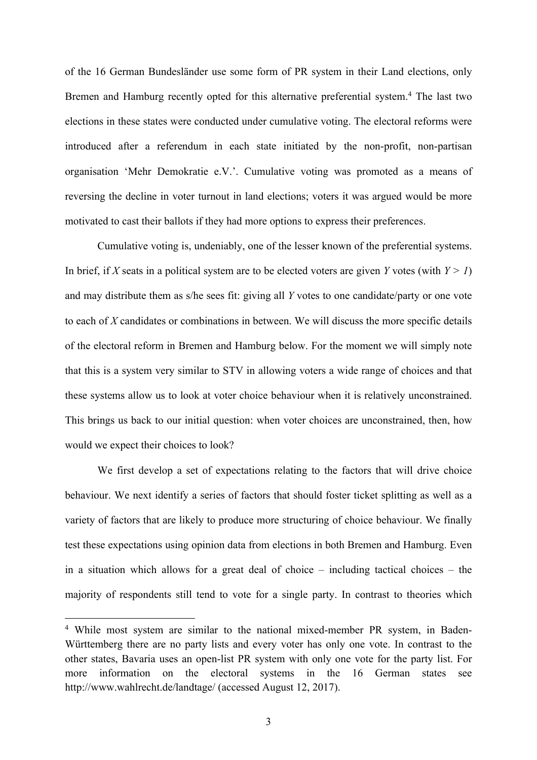of the 16 German Bundesländer use some form of PR system in their Land elections, only Bremen and Hamburg recently opted for this alternative preferential system.[4] The last two elections in these states were conducted under cumulative voting. The electoral reforms were introduced after a referendum in each state initiated by the non-profit, non-partisan organisation 'Mehr Demokratie e.V.'. Cumulative voting was promoted as a means of reversing the decline in voter turnout in land elections; voters it was argued would be more motivated to cast their ballots if they had more options to express their preferences.

Cumulative voting is, undeniably, one of the lesser known of the preferential systems. In brief, if $X$ seats in a political system are to be elected voters are given $Y$ votes (with $Y > 1$) and may distribute them as s/he sees fit: giving all $Y$ votes to one candidate/party or one vote to each of $X$ candidates or combinations in between. We will discuss the more specific details of the electoral reform in Bremen and Hamburg below. For the moment we will simply note that this is a system very similar to STV in allowing voters a wide range of choices and that these systems allow us to look at voter choice behaviour when it is relatively unconstrained. This brings us back to our initial question: when voter choices are unconstrained, then, how would we expect their choices to look?

We first develop a set of expectations relating to the factors that will drive choice behaviour. We next identify a series of factors that should foster ticket splitting as well as a variety of factors that are likely to produce more structuring of choice behaviour. We finally test these expectations using opinion data from elections in both Bremen and Hamburg. Even in a situation which allows for a great deal of choice – including tactical choices – the majority of respondents still tend to vote for a single party. In contrast to theories which

[4] While most system are similar to the national mixed-member PR system, in Baden-Württemberg there are no party lists and every voter has only one vote. In contrast to the other states, Bavaria uses an open-list PR system with only one vote for the party list. For more information on the electoral systems in the 16 German states see http://www.wahlrecht.de/landtage/ (accessed August 12, 2017).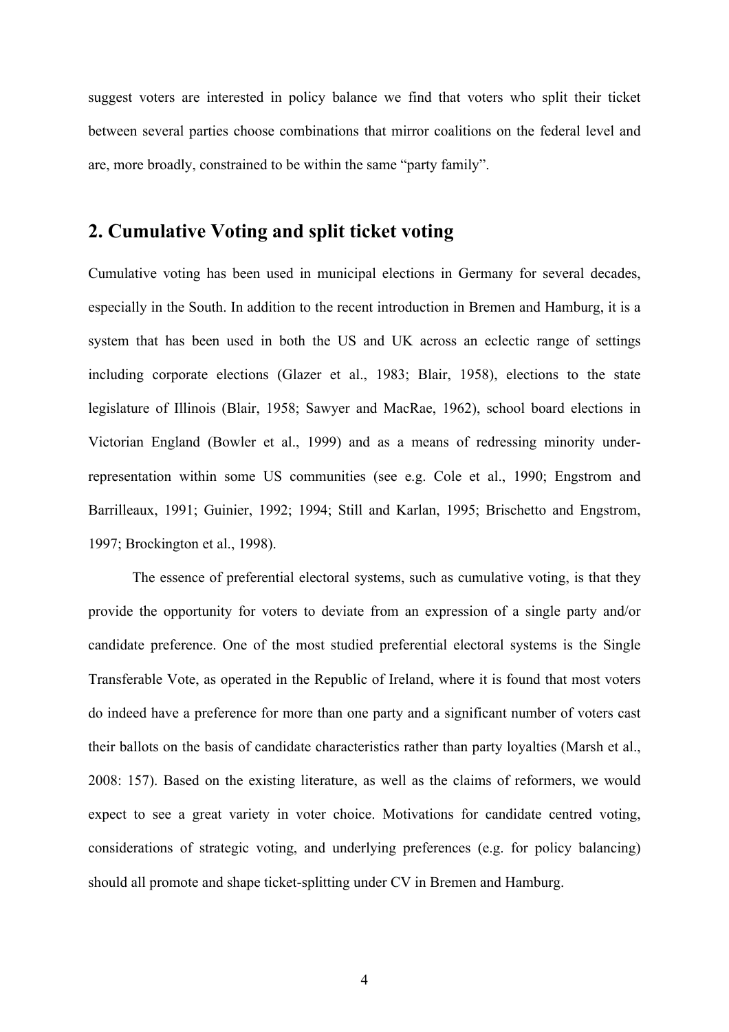suggest voters are interested in policy balance we find that voters who split their ticket between several parties choose combinations that mirror coalitions on the federal level and are, more broadly, constrained to be within the same "party family".

## 2. Cumulative Voting and split ticket voting

Cumulative voting has been used in municipal elections in Germany for several decades, especially in the South. In addition to the recent introduction in Bremen and Hamburg, it is a system that has been used in both the US and UK across an eclectic range of settings including corporate elections (Glazer et al., 1983; Blair, 1958), elections to the state legislature of Illinois (Blair, 1958; Sawyer and MacRae, 1962), school board elections in Victorian England (Bowler et al., 1999) and as a means of redressing minority under-representation within some US communities (see e.g. Cole et al., 1990; Engstrom and Barrilleaux, 1991; Guinier, 1992; 1994; Still and Karlan, 1995; Brischetto and Engstrom, 1997; Brockington et al., 1998).

The essence of preferential electoral systems, such as cumulative voting, is that they provide the opportunity for voters to deviate from an expression of a single party and/or candidate preference. One of the most studied preferential electoral systems is the Single Transferable Vote, as operated in the Republic of Ireland, where it is found that most voters do indeed have a preference for more than one party and a significant number of voters cast their ballots on the basis of candidate characteristics rather than party loyalties (Marsh et al., 2008: 157). Based on the existing literature, as well as the claims of reformers, we would expect to see a great variety in voter choice. Motivations for candidate centred voting, considerations of strategic voting, and underlying preferences (e.g. for policy balancing) should all promote and shape ticket-splitting under CV in Bremen and Hamburg.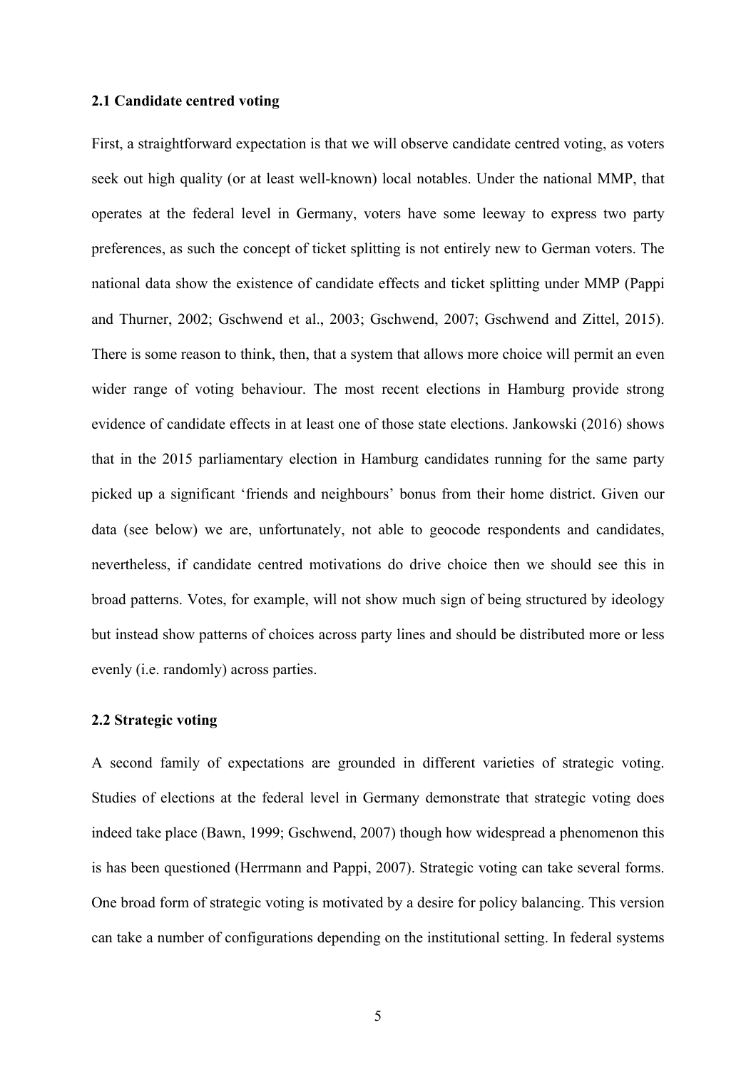### 2.1 Candidate centred voting

First, a straightforward expectation is that we will observe candidate centred voting, as voters seek out high quality (or at least well-known) local notables. Under the national MMP, that operates at the federal level in Germany, voters have some leeway to express two party preferences, as such the concept of ticket splitting is not entirely new to German voters. The national data show the existence of candidate effects and ticket splitting under MMP (Pappi and Thurner, 2002; Gschwend et al., 2003; Gschwend, 2007; Gschwend and Zittel, 2015). There is some reason to think, then, that a system that allows more choice will permit an even wider range of voting behaviour. The most recent elections in Hamburg provide strong evidence of candidate effects in at least one of those state elections. Jankowski (2016) shows that in the 2015 parliamentary election in Hamburg candidates running for the same party picked up a significant 'friends and neighbours' bonus from their home district. Given our data (see below) we are, unfortunately, not able to geocode respondents and candidates, nevertheless, if candidate centred motivations do drive choice then we should see this in broad patterns. Votes, for example, will not show much sign of being structured by ideology but instead show patterns of choices across party lines and should be distributed more or less evenly (i.e. randomly) across parties.

### 2.2 Strategic voting

A second family of expectations are grounded in different varieties of strategic voting. Studies of elections at the federal level in Germany demonstrate that strategic voting does indeed take place (Bawn, 1999; Gschwend, 2007) though how widespread a phenomenon this is has been questioned (Herrmann and Pappi, 2007). Strategic voting can take several forms. One broad form of strategic voting is motivated by a desire for policy balancing. This version can take a number of configurations depending on the institutional setting. In federal systems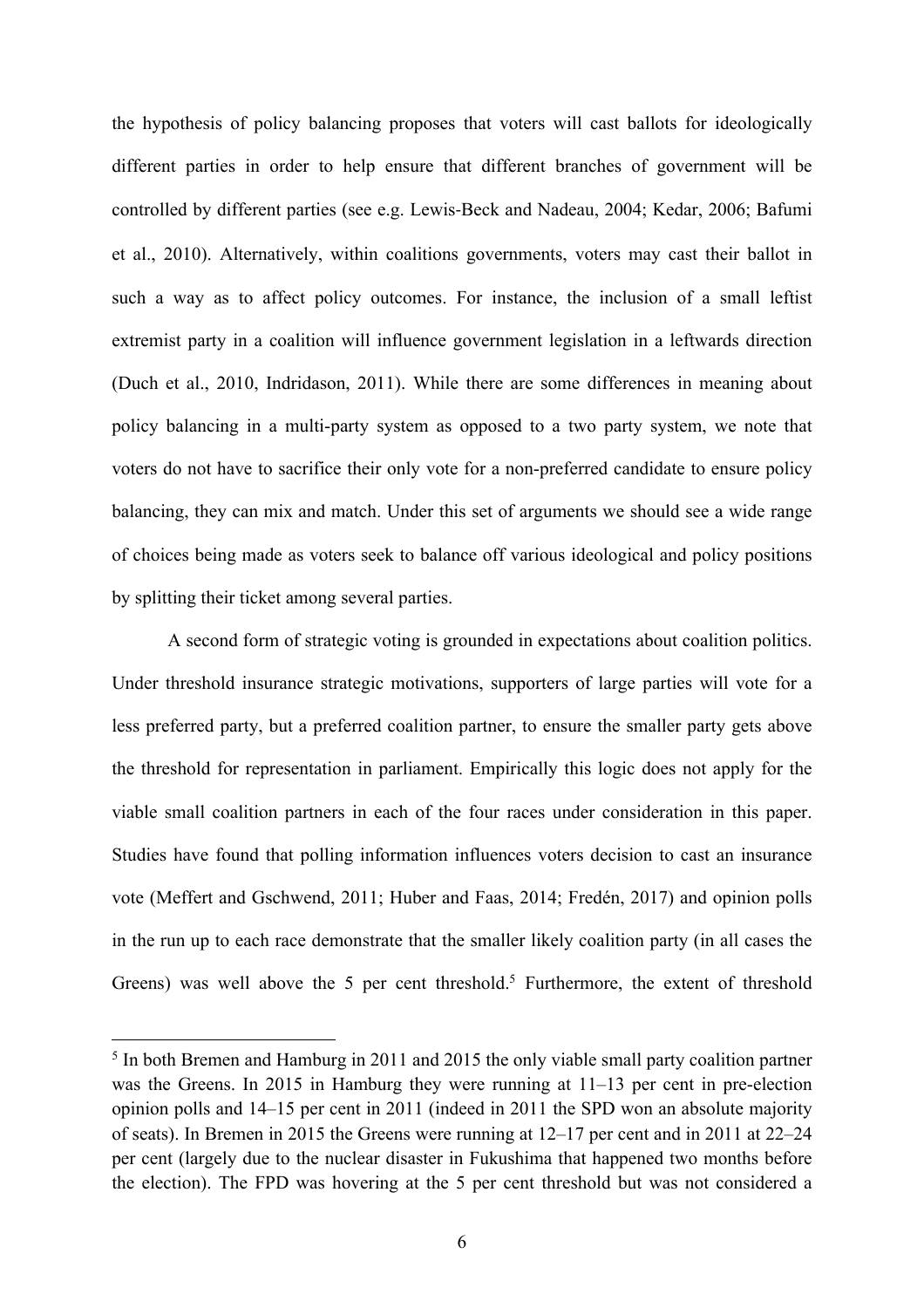the hypothesis of policy balancing proposes that voters will cast ballots for ideologically different parties in order to help ensure that different branches of government will be controlled by different parties (see e.g. Lewis-Beck and Nadeau, 2004; Kedar, 2006; Bafumi et al., 2010). Alternatively, within coalitions governments, voters may cast their ballot in such a way as to affect policy outcomes. For instance, the inclusion of a small leftist extremist party in a coalition will influence government legislation in a leftwards direction (Duch et al., 2010, Indridason, 2011). While there are some differences in meaning about policy balancing in a multi-party system as opposed to a two party system, we note that voters do not have to sacrifice their only vote for a non-preferred candidate to ensure policy balancing, they can mix and match. Under this set of arguments we should see a wide range of choices being made as voters seek to balance off various ideological and policy positions by splitting their ticket among several parties.

A second form of strategic voting is grounded in expectations about coalition politics. Under threshold insurance strategic motivations, supporters of large parties will vote for a less preferred party, but a preferred coalition partner, to ensure the smaller party gets above the threshold for representation in parliament. Empirically this logic does not apply for the viable small coalition partners in each of the four races under consideration in this paper. Studies have found that polling information influences voters decision to cast an insurance vote (Meffert and Gschwend, 2011; Huber and Faas, 2014; Fredén, 2017) and opinion polls in the run up to each race demonstrate that the smaller likely coalition party (in all cases the Greens) was well above the 5 per cent threshold.[5] Furthermore, the extent of threshold

[5] In both Bremen and Hamburg in 2011 and 2015 the only viable small party coalition partner was the Greens. In 2015 in Hamburg they were running at 11–13 per cent in pre-election opinion polls and 14–15 per cent in 2011 (indeed in 2011 the SPD won an absolute majority of seats). In Bremen in 2015 the Greens were running at 12–17 per cent and in 2011 at 22–24 per cent (largely due to the nuclear disaster in Fukushima that happened two months before the election). The FPD was hovering at the 5 per cent threshold but was not considered a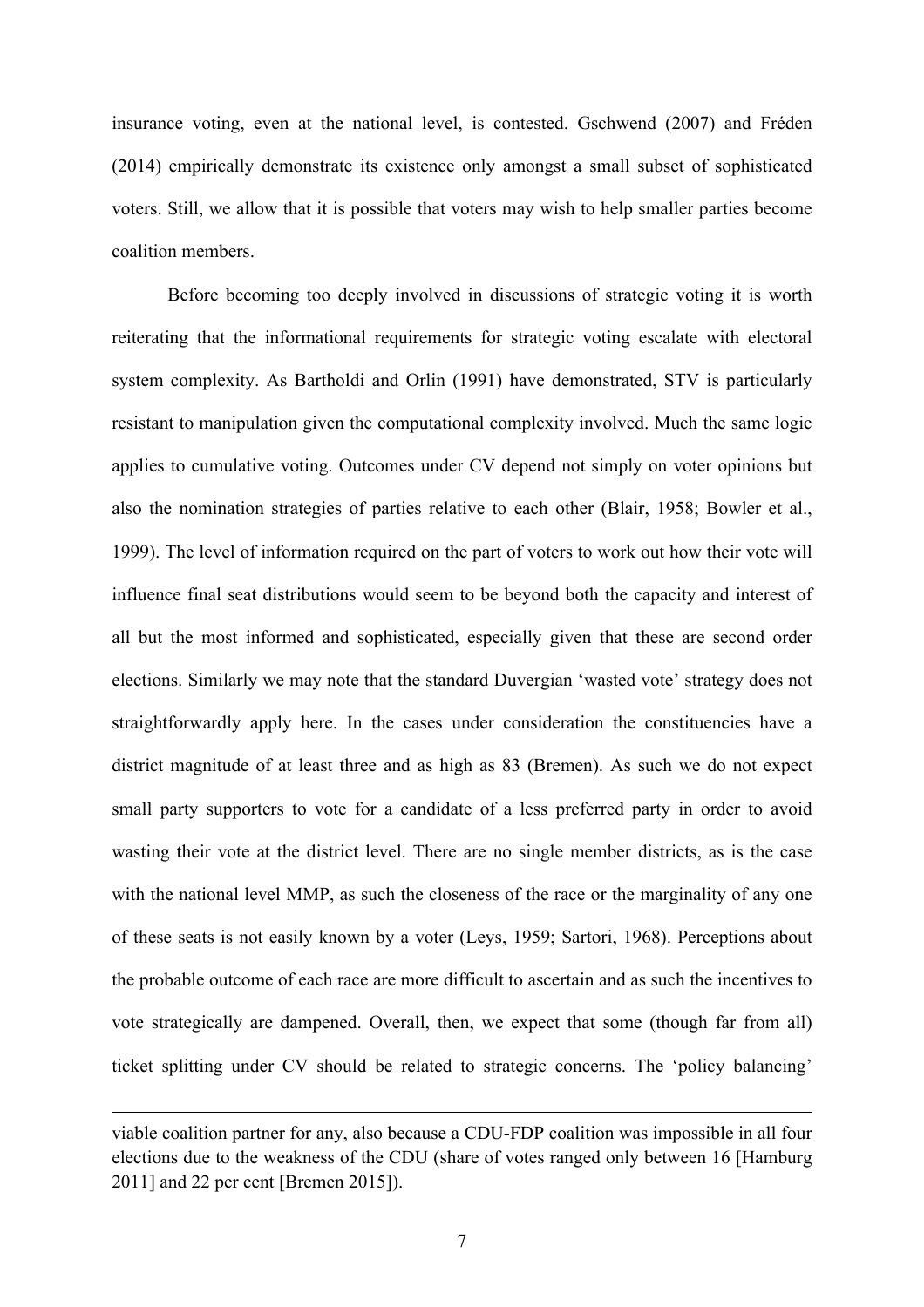insurance voting, even at the national level, is contested. Gschwend (2007) and Fréden (2014) empirically demonstrate its existence only amongst a small subset of sophisticated voters. Still, we allow that it is possible that voters may wish to help smaller parties become coalition members.

Before becoming too deeply involved in discussions of strategic voting it is worth reiterating that the informational requirements for strategic voting escalate with electoral system complexity. As Bartholdi and Orlin (1991) have demonstrated, STV is particularly resistant to manipulation given the computational complexity involved. Much the same logic applies to cumulative voting. Outcomes under CV depend not simply on voter opinions but also the nomination strategies of parties relative to each other (Blair, 1958; Bowler et al., 1999). The level of information required on the part of voters to work out how their vote will influence final seat distributions would seem to be beyond both the capacity and interest of all but the most informed and sophisticated, especially given that these are second order elections. Similarly we may note that the standard Duvergian 'wasted vote' strategy does not straightforwardly apply here. In the cases under consideration the constituencies have a district magnitude of at least three and as high as 83 (Bremen). As such we do not expect small party supporters to vote for a candidate of a less preferred party in order to avoid wasting their vote at the district level. There are no single member districts, as is the case with the national level MMP, as such the closeness of the race or the marginality of any one of these seats is not easily known by a voter (Leys, 1959; Sartori, 1968). Perceptions about the probable outcome of each race are more difficult to ascertain and as such the incentives to vote strategically are dampened. Overall, then, we expect that some (though far from all) ticket splitting under CV should be related to strategic concerns. The 'policy balancing'

---

viable coalition partner for any, also because a CDU-FDP coalition was impossible in all four elections due to the weakness of the CDU (share of votes ranged only between 16 [Hamburg 2011] and 22 per cent [Bremen 2015]).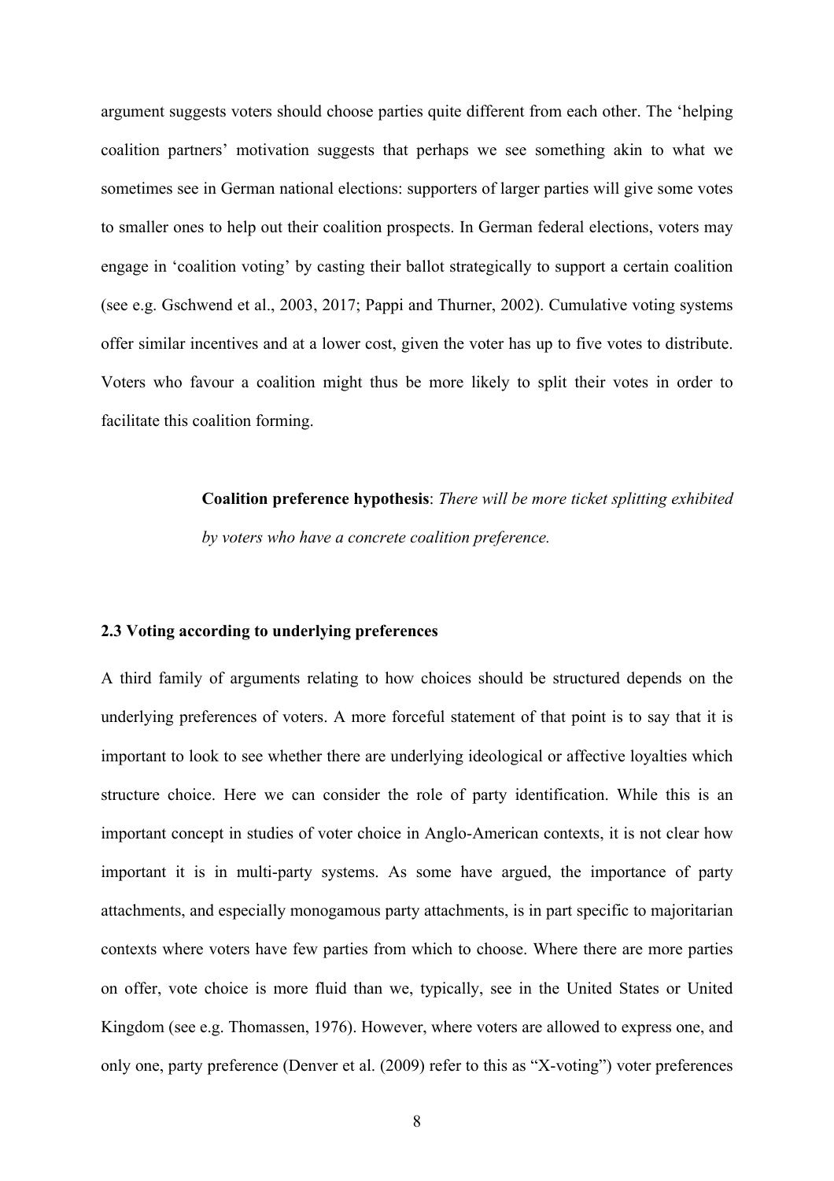argument suggests voters should choose parties quite different from each other. The 'helping coalition partners' motivation suggests that perhaps we see something akin to what we sometimes see in German national elections: supporters of larger parties will give some votes to smaller ones to help out their coalition prospects. In German federal elections, voters may engage in 'coalition voting' by casting their ballot strategically to support a certain coalition (see e.g. Gschwend et al., 2003, 2017; Pappi and Thurner, 2002). Cumulative voting systems offer similar incentives and at a lower cost, given the voter has up to five votes to distribute. Voters who favour a coalition might thus be more likely to split their votes in order to facilitate this coalition forming.

> **Coalition preference hypothesis**: *There will be more ticket splitting exhibited by voters who have a concrete coalition preference.*

### 2.3 Voting according to underlying preferences

A third family of arguments relating to how choices should be structured depends on the underlying preferences of voters. A more forceful statement of that point is to say that it is important to look to see whether there are underlying ideological or affective loyalties which structure choice. Here we can consider the role of party identification. While this is an important concept in studies of voter choice in Anglo-American contexts, it is not clear how important it is in multi-party systems. As some have argued, the importance of party attachments, and especially monogamous party attachments, is in part specific to majoritarian contexts where voters have few parties from which to choose. Where there are more parties on offer, vote choice is more fluid than we, typically, see in the United States or United Kingdom (see e.g. Thomassen, 1976). However, where voters are allowed to express one, and only one, party preference (Denver et al. (2009) refer to this as "X-voting") voter preferences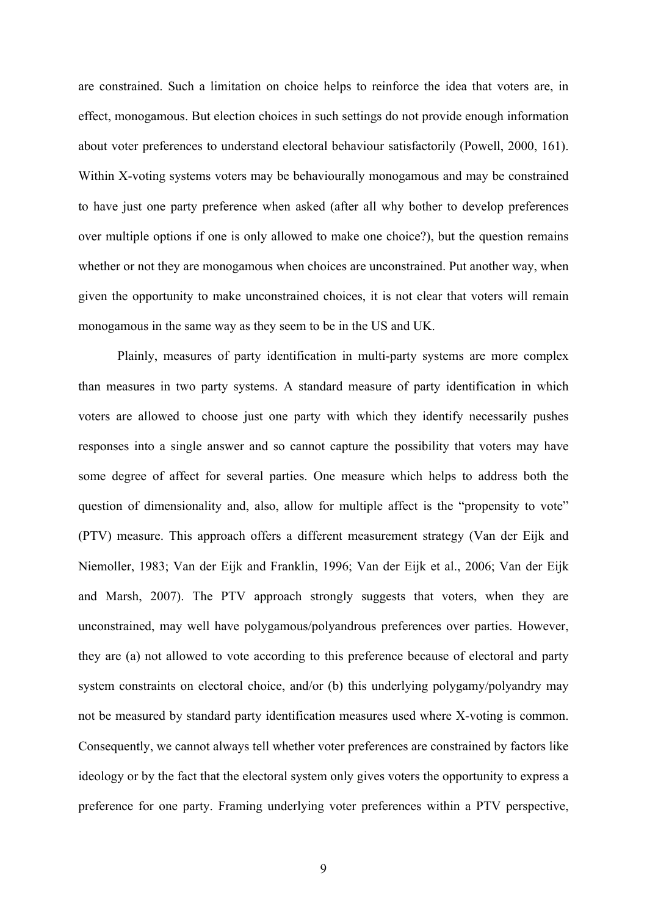are constrained. Such a limitation on choice helps to reinforce the idea that voters are, in effect, monogamous. But election choices in such settings do not provide enough information about voter preferences to understand electoral behaviour satisfactorily (Powell, 2000, 161). Within X-voting systems voters may be behaviourally monogamous and may be constrained to have just one party preference when asked (after all why bother to develop preferences over multiple options if one is only allowed to make one choice?), but the question remains whether or not they are monogamous when choices are unconstrained. Put another way, when given the opportunity to make unconstrained choices, it is not clear that voters will remain monogamous in the same way as they seem to be in the US and UK.

Plainly, measures of party identification in multi-party systems are more complex than measures in two party systems. A standard measure of party identification in which voters are allowed to choose just one party with which they identify necessarily pushes responses into a single answer and so cannot capture the possibility that voters may have some degree of affect for several parties. One measure which helps to address both the question of dimensionality and, also, allow for multiple affect is the "propensity to vote" (PTV) measure. This approach offers a different measurement strategy (Van der Eijk and Niemoller, 1983; Van der Eijk and Franklin, 1996; Van der Eijk et al., 2006; Van der Eijk and Marsh, 2007). The PTV approach strongly suggests that voters, when they are unconstrained, may well have polygamous/polyandrous preferences over parties. However, they are (a) not allowed to vote according to this preference because of electoral and party system constraints on electoral choice, and/or (b) this underlying polygamy/polyandry may not be measured by standard party identification measures used where X-voting is common. Consequently, we cannot always tell whether voter preferences are constrained by factors like ideology or by the fact that the electoral system only gives voters the opportunity to express a preference for one party. Framing underlying voter preferences within a PTV perspective,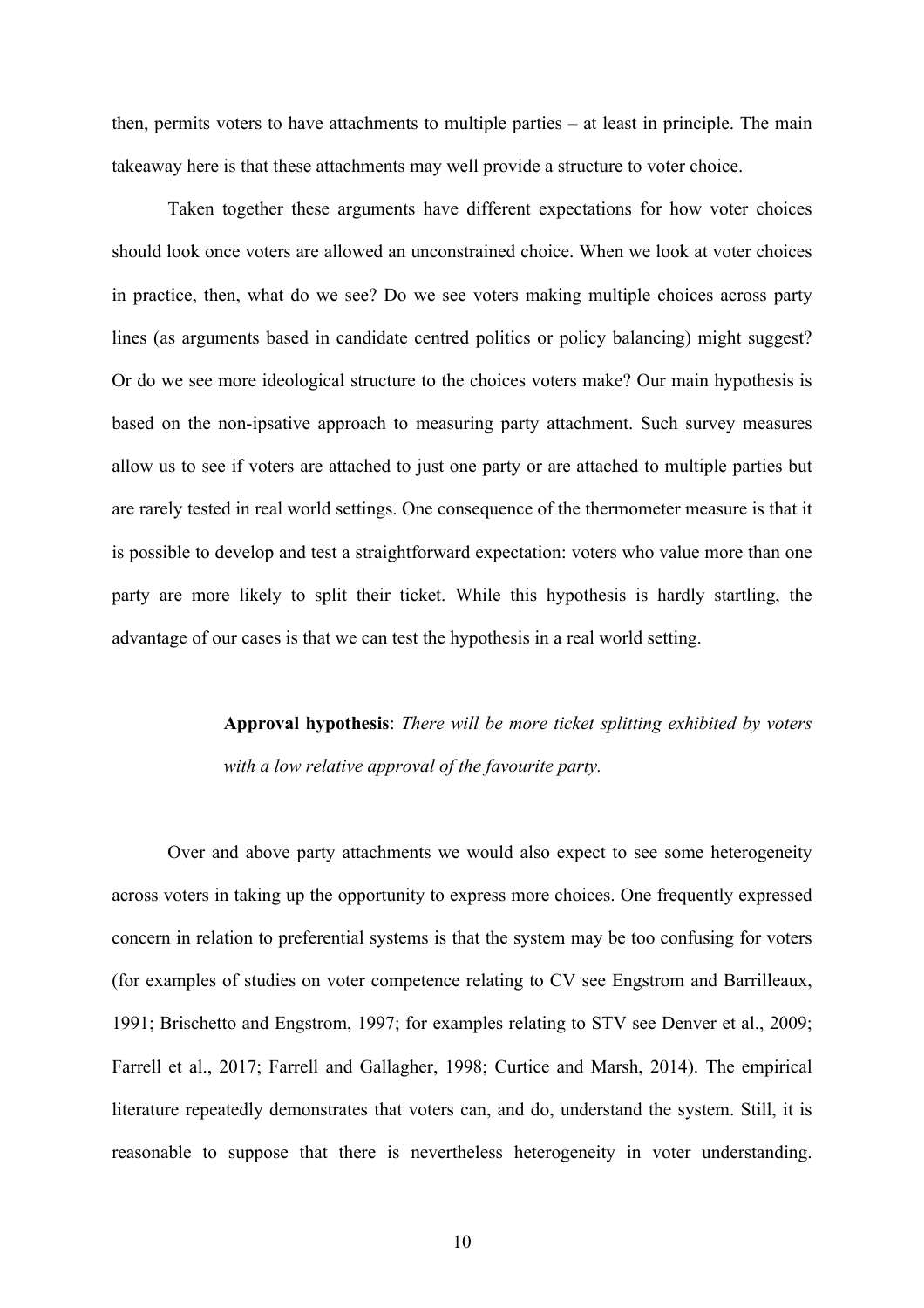then, permits voters to have attachments to multiple parties – at least in principle. The main takeaway here is that these attachments may well provide a structure to voter choice.

Taken together these arguments have different expectations for how voter choices should look once voters are allowed an unconstrained choice. When we look at voter choices in practice, then, what do we see? Do we see voters making multiple choices across party lines (as arguments based in candidate centred politics or policy balancing) might suggest? Or do we see more ideological structure to the choices voters make? Our main hypothesis is based on the non-ipsative approach to measuring party attachment. Such survey measures allow us to see if voters are attached to just one party or are attached to multiple parties but are rarely tested in real world settings. One consequence of the thermometer measure is that it is possible to develop and test a straightforward expectation: voters who value more than one party are more likely to split their ticket. While this hypothesis is hardly startling, the advantage of our cases is that we can test the hypothesis in a real world setting.

> **Approval hypothesis**: *There will be more ticket splitting exhibited by voters with a low relative approval of the favourite party.*

Over and above party attachments we would also expect to see some heterogeneity across voters in taking up the opportunity to express more choices. One frequently expressed concern in relation to preferential systems is that the system may be too confusing for voters (for examples of studies on voter competence relating to CV see Engstrom and Barrilleaux, 1991; Brischetto and Engstrom, 1997; for examples relating to STV see Denver et al., 2009; Farrell et al., 2017; Farrell and Gallagher, 1998; Curtice and Marsh, 2014). The empirical literature repeatedly demonstrates that voters can, and do, understand the system. Still, it is reasonable to suppose that there is nevertheless heterogeneity in voter understanding.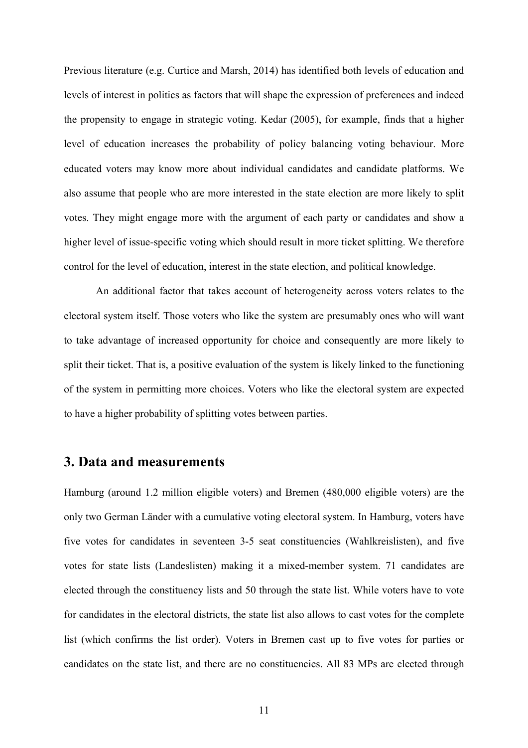Previous literature (e.g. Curtice and Marsh, 2014) has identified both levels of education and levels of interest in politics as factors that will shape the expression of preferences and indeed the propensity to engage in strategic voting. Kedar (2005), for example, finds that a higher level of education increases the probability of policy balancing voting behaviour. More educated voters may know more about individual candidates and candidate platforms. We also assume that people who are more interested in the state election are more likely to split votes. They might engage more with the argument of each party or candidates and show a higher level of issue-specific voting which should result in more ticket splitting. We therefore control for the level of education, interest in the state election, and political knowledge.

An additional factor that takes account of heterogeneity across voters relates to the electoral system itself. Those voters who like the system are presumably ones who will want to take advantage of increased opportunity for choice and consequently are more likely to split their ticket. That is, a positive evaluation of the system is likely linked to the functioning of the system in permitting more choices. Voters who like the electoral system are expected to have a higher probability of splitting votes between parties.

## 3. Data and measurements

Hamburg (around 1.2 million eligible voters) and Bremen (480,000 eligible voters) are the only two German Länder with a cumulative voting electoral system. In Hamburg, voters have five votes for candidates in seventeen 3-5 seat constituencies (Wahlkreislisten), and five votes for state lists (Landeslisten) making it a mixed-member system. 71 candidates are elected through the constituency lists and 50 through the state list. While voters have to vote for candidates in the electoral districts, the state list also allows to cast votes for the complete list (which confirms the list order). Voters in Bremen cast up to five votes for parties or candidates on the state list, and there are no constituencies. All 83 MPs are elected through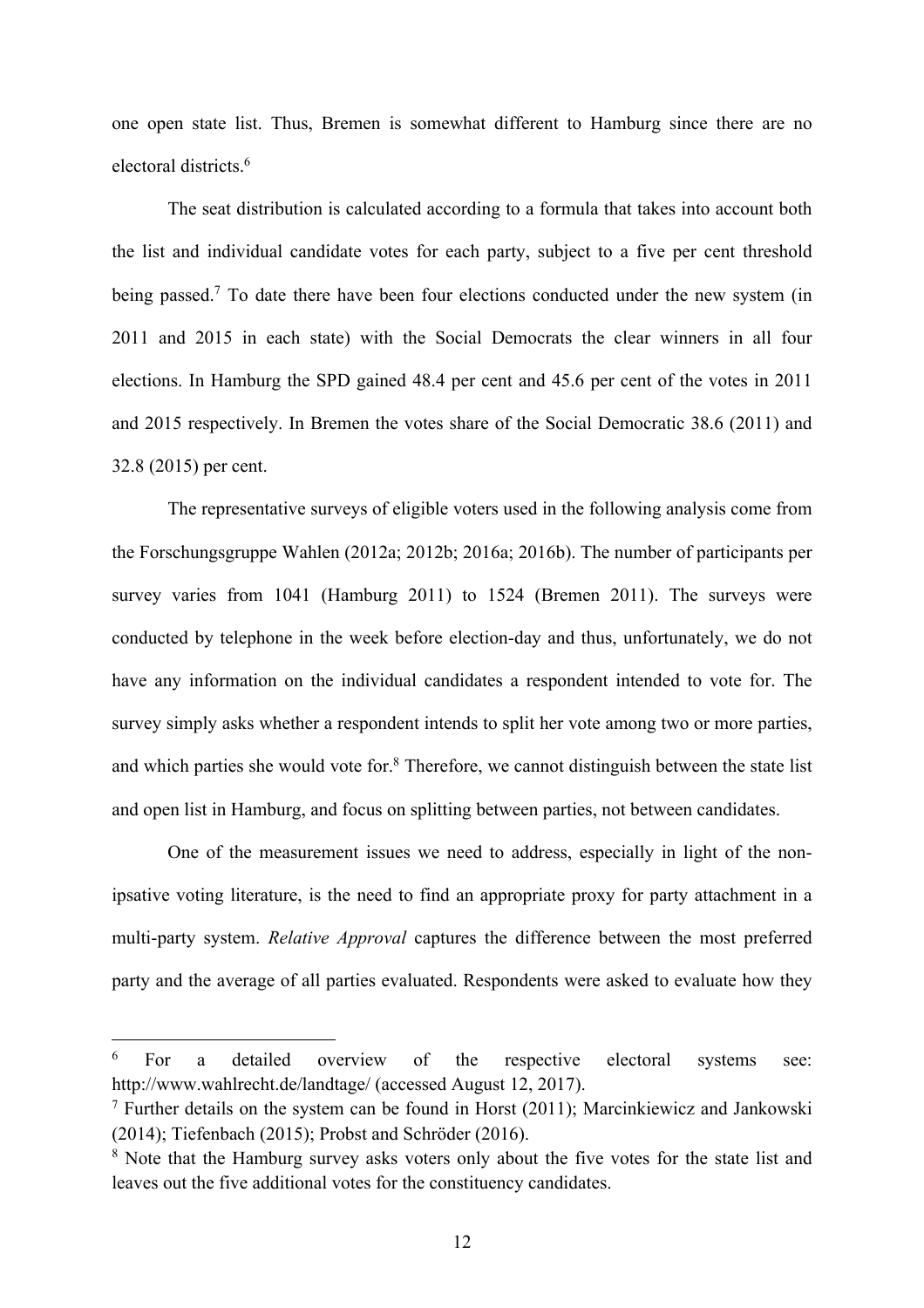one open state list. Thus, Bremen is somewhat different to Hamburg since there are no electoral districts.[6]

The seat distribution is calculated according to a formula that takes into account both the list and individual candidate votes for each party, subject to a five per cent threshold being passed.[7] To date there have been four elections conducted under the new system (in 2011 and 2015 in each state) with the Social Democrats the clear winners in all four elections. In Hamburg the SPD gained 48.4 per cent and 45.6 per cent of the votes in 2011 and 2015 respectively. In Bremen the votes share of the Social Democratic 38.6 (2011) and 32.8 (2015) per cent.

The representative surveys of eligible voters used in the following analysis come from the Forschungsgruppe Wahlen (2012a; 2012b; 2016a; 2016b). The number of participants per survey varies from 1041 (Hamburg 2011) to 1524 (Bremen 2011). The surveys were conducted by telephone in the week before election-day and thus, unfortunately, we do not have any information on the individual candidates a respondent intended to vote for. The survey simply asks whether a respondent intends to split her vote among two or more parties, and which parties she would vote for.[8] Therefore, we cannot distinguish between the state list and open list in Hamburg, and focus on splitting between parties, not between candidates.

One of the measurement issues we need to address, especially in light of the non-ipsative voting literature, is the need to find an appropriate proxy for party attachment in a multi-party system. *Relative Approval* captures the difference between the most preferred party and the average of all parties evaluated. Respondents were asked to evaluate how they

---

[6] For a detailed overview of the respective electoral systems see: http://www.wahlrecht.de/landtage/ (accessed August 12, 2017).

[7] Further details on the system can be found in Horst (2011); Marcinkiewicz and Jankowski (2014); Tiefenbach (2015); Probst and Schröder (2016).

[8] Note that the Hamburg survey asks voters only about the five votes for the state list and leaves out the five additional votes for the constituency candidates.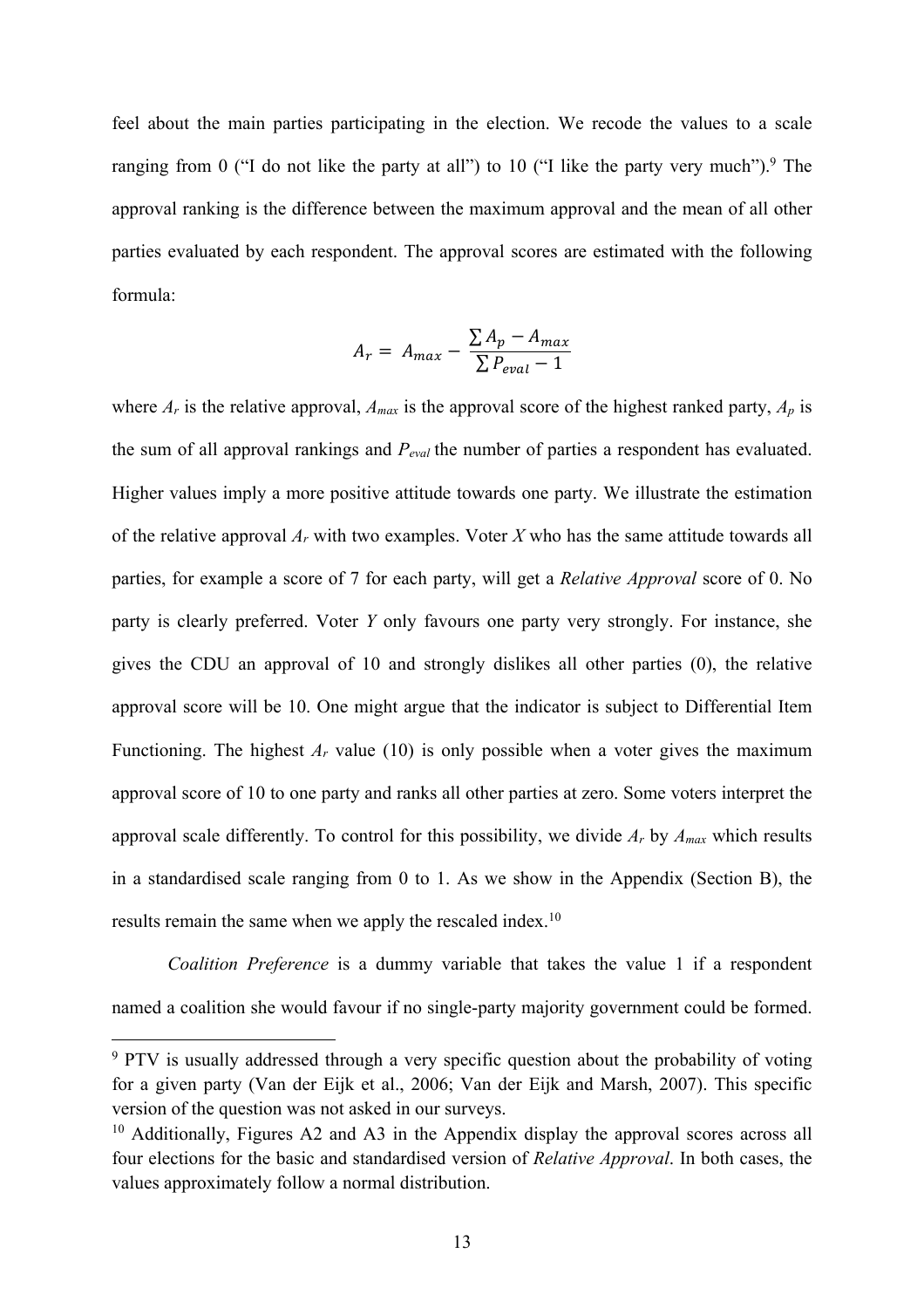feel about the main parties participating in the election. We recode the values to a scale ranging from 0 ("I do not like the party at all") to 10 ("I like the party very much").[9] The approval ranking is the difference between the maximum approval and the mean of all other parties evaluated by each respondent. The approval scores are estimated with the following formula:

$$A_r = A_{max} - \frac{\sum A_p - A_{max}}{\sum P_{eval} - 1}$$

where $A_r$ is the relative approval, $A_{max}$ is the approval score of the highest ranked party, $A_p$ is the sum of all approval rankings and $P_{eval}$ the number of parties a respondent has evaluated. Higher values imply a more positive attitude towards one party. We illustrate the estimation of the relative approval $A_r$ with two examples. Voter *X* who has the same attitude towards all parties, for example a score of 7 for each party, will get a *Relative Approval* score of 0. No party is clearly preferred. Voter *Y* only favours one party very strongly. For instance, she gives the CDU an approval of 10 and strongly dislikes all other parties (0), the relative approval score will be 10. One might argue that the indicator is subject to Differential Item Functioning. The highest $A_r$ value (10) is only possible when a voter gives the maximum approval score of 10 to one party and ranks all other parties at zero. Some voters interpret the approval scale differently. To control for this possibility, we divide $A_r$ by $A_{max}$ which results in a standardised scale ranging from 0 to 1. As we show in the Appendix (Section B), the results remain the same when we apply the rescaled index.[10]

*Coalition Preference* is a dummy variable that takes the value 1 if a respondent named a coalition she would favour if no single-party majority government could be formed.

---

[9] PTV is usually addressed through a very specific question about the probability of voting for a given party (Van der Eijk et al., 2006; Van der Eijk and Marsh, 2007). This specific version of the question was not asked in our surveys.

[10] Additionally, Figures A2 and A3 in the Appendix display the approval scores across all four elections for the basic and standardised version of *Relative Approval*. In both cases, the values approximately follow a normal distribution.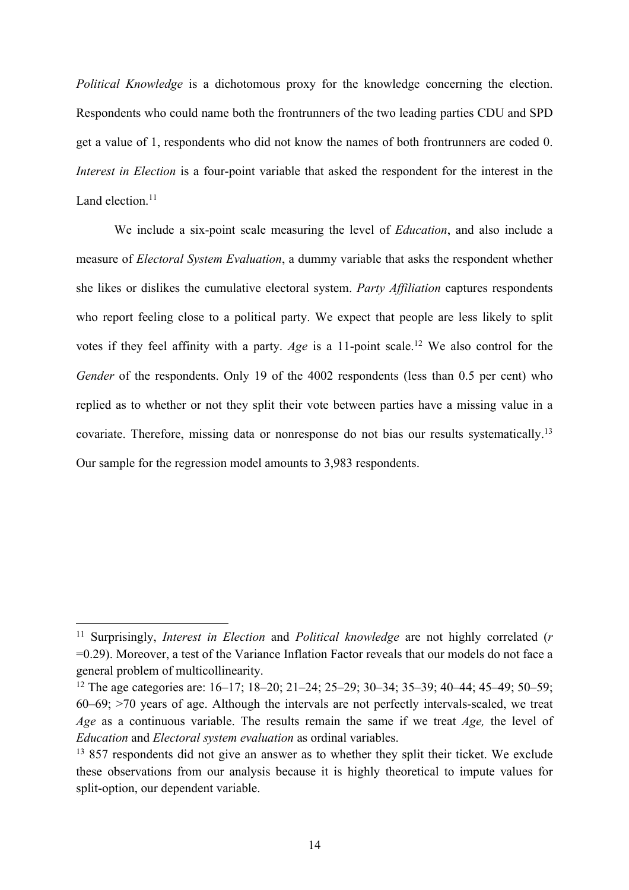*Political Knowledge* is a dichotomous proxy for the knowledge concerning the election. Respondents who could name both the frontrunners of the two leading parties CDU and SPD get a value of 1, respondents who did not know the names of both frontrunners are coded 0. *Interest in Election* is a four-point variable that asked the respondent for the interest in the Land election.[11]

We include a six-point scale measuring the level of *Education*, and also include a measure of *Electoral System Evaluation*, a dummy variable that asks the respondent whether she likes or dislikes the cumulative electoral system. *Party Affiliation* captures respondents who report feeling close to a political party. We expect that people are less likely to split votes if they feel affinity with a party. *Age* is a 11-point scale.[12] We also control for the *Gender* of the respondents. Only 19 of the 4002 respondents (less than 0.5 per cent) who replied as to whether or not they split their vote between parties have a missing value in a covariate. Therefore, missing data or nonresponse do not bias our results systematically.[13] Our sample for the regression model amounts to 3,983 respondents.

---

[11] Surprisingly, *Interest in Election* and *Political knowledge* are not highly correlated ($r$ =0.29). Moreover, a test of the Variance Inflation Factor reveals that our models do not face a general problem of multicollinearity.

[12] The age categories are: 16–17; 18–20; 21–24; 25–29; 30–34; 35–39; 40–44; 45–49; 50–59; 60–69; >70 years of age. Although the intervals are not perfectly intervals-scaled, we treat *Age* as a continuous variable. The results remain the same if we treat *Age,* the level of *Education* and *Electoral system evaluation* as ordinal variables.

[13] 857 respondents did not give an answer as to whether they split their ticket. We exclude these observations from our analysis because it is highly theoretical to impute values for split-option, our dependent variable.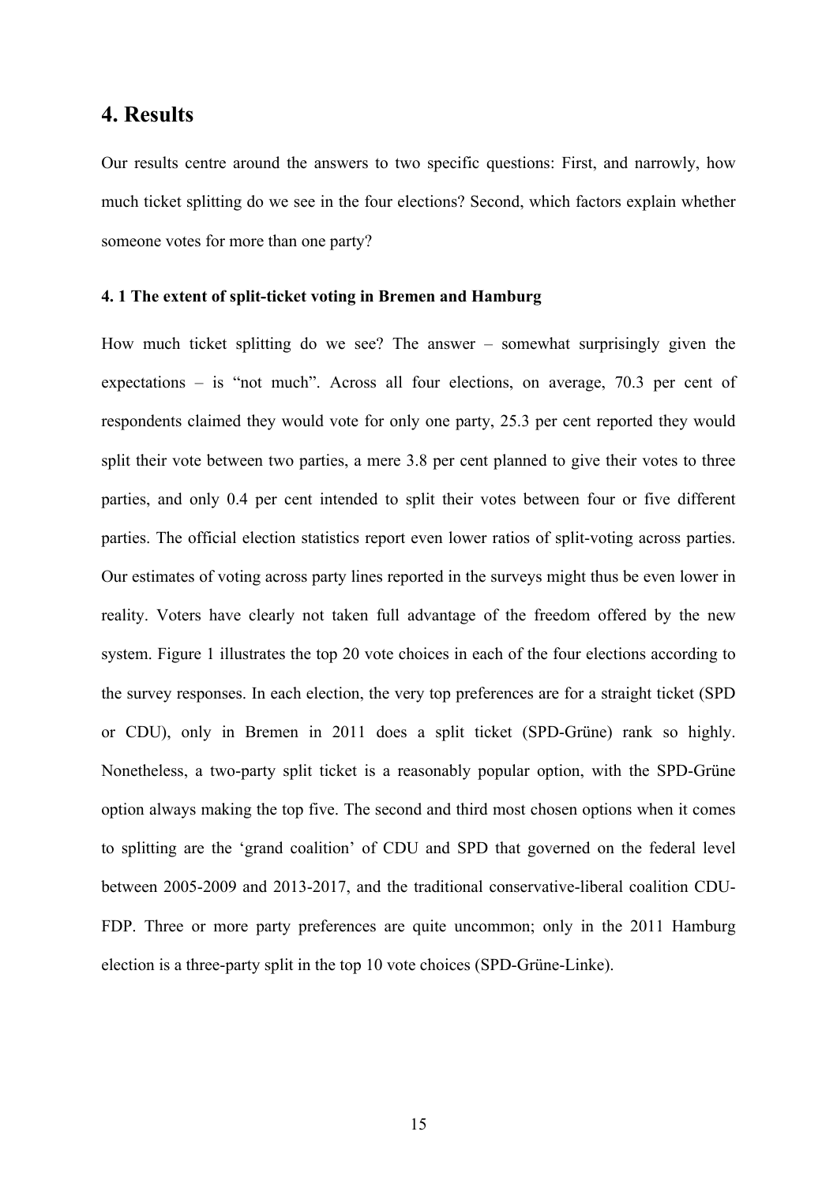# 4. Results

Our results centre around the answers to two specific questions: First, and narrowly, how much ticket splitting do we see in the four elections? Second, which factors explain whether someone votes for more than one party?

### 4. 1 The extent of split-ticket voting in Bremen and Hamburg

How much ticket splitting do we see? The answer – somewhat surprisingly given the expectations – is "not much". Across all four elections, on average, 70.3 per cent of respondents claimed they would vote for only one party, 25.3 per cent reported they would split their vote between two parties, a mere 3.8 per cent planned to give their votes to three parties, and only 0.4 per cent intended to split their votes between four or five different parties. The official election statistics report even lower ratios of split-voting across parties. Our estimates of voting across party lines reported in the surveys might thus be even lower in reality. Voters have clearly not taken full advantage of the freedom offered by the new system. Figure 1 illustrates the top 20 vote choices in each of the four elections according to the survey responses. In each election, the very top preferences are for a straight ticket (SPD or CDU), only in Bremen in 2011 does a split ticket (SPD-Grüne) rank so highly. Nonetheless, a two-party split ticket is a reasonably popular option, with the SPD-Grüne option always making the top five. The second and third most chosen options when it comes to splitting are the 'grand coalition' of CDU and SPD that governed on the federal level between 2005-2009 and 2013-2017, and the traditional conservative-liberal coalition CDU-FDP. Three or more party preferences are quite uncommon; only in the 2011 Hamburg election is a three-party split in the top 10 vote choices (SPD-Grüne-Linke).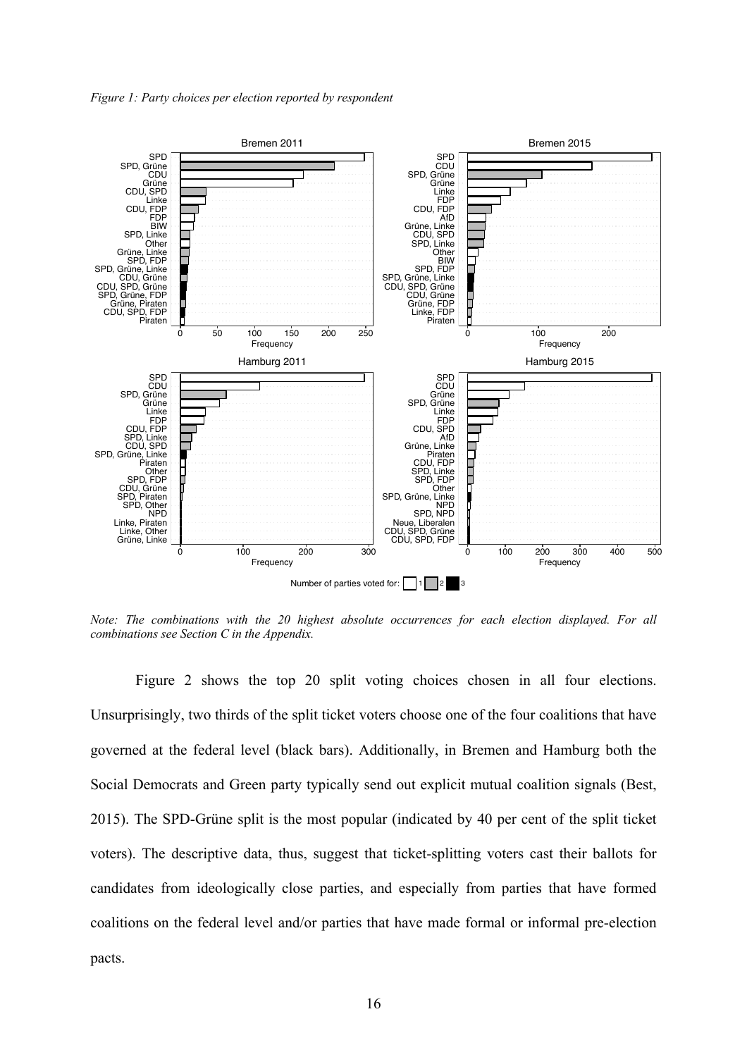*Figure 1: Party choices per election reported by respondent*

*Note: The combinations with the 20 highest absolute occurrences for each election displayed. For all combinations see Section C in the Appendix.*

Figure 2 shows the top 20 split voting choices chosen in all four elections. Unsurprisingly, two thirds of the split ticket voters choose one of the four coalitions that have governed at the federal level (black bars). Additionally, in Bremen and Hamburg both the Social Democrats and Green party typically send out explicit mutual coalition signals (Best, 2015). The SPD-Grüne split is the most popular (indicated by 40 per cent of the split ticket voters). The descriptive data, thus, suggest that ticket-splitting voters cast their ballots for candidates from ideologically close parties, and especially from parties that have formed coalitions on the federal level and/or parties that have made formal or informal pre-election pacts.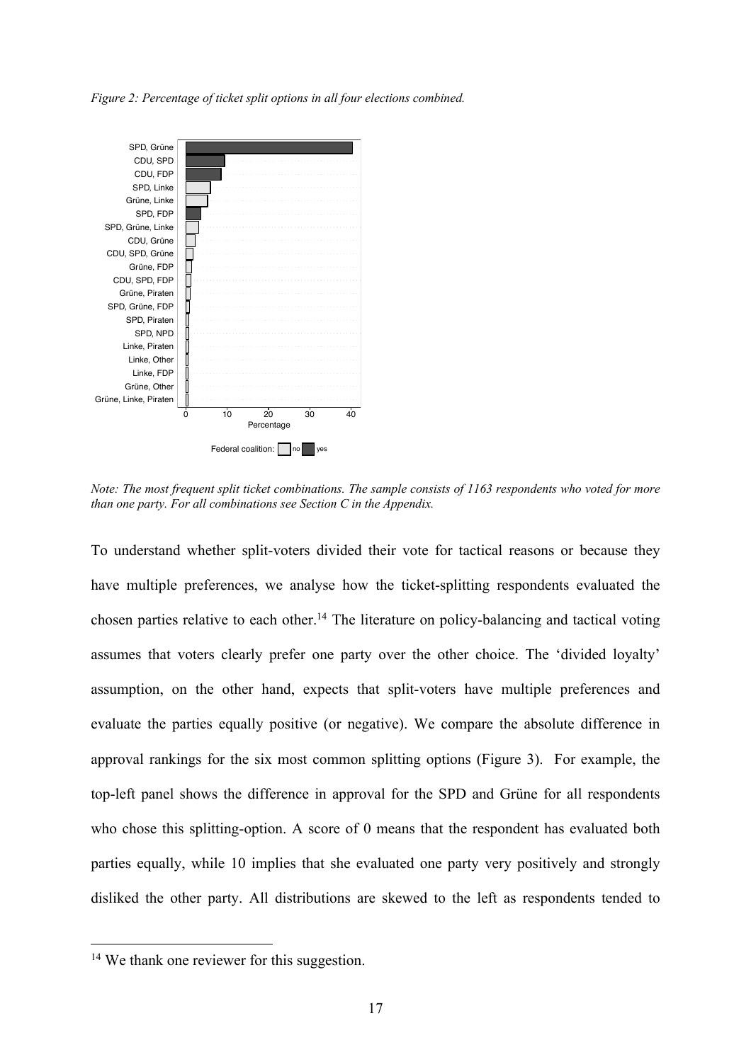*Figure 2: Percentage of ticket split options in all four elections combined.*

*Note: The most frequent split ticket combinations. The sample consists of 1163 respondents who voted for more than one party. For all combinations see Section C in the Appendix.*

To understand whether split-voters divided their vote for tactical reasons or because they have multiple preferences, we analyse how the ticket-splitting respondents evaluated the chosen parties relative to each other.[14] The literature on policy-balancing and tactical voting assumes that voters clearly prefer one party over the other choice. The 'divided loyalty' assumption, on the other hand, expects that split-voters have multiple preferences and evaluate the parties equally positive (or negative). We compare the absolute difference in approval rankings for the six most common splitting options (Figure 3). For example, the top-left panel shows the difference in approval for the SPD and Grüne for all respondents who chose this splitting-option. A score of 0 means that the respondent has evaluated both parties equally, while 10 implies that she evaluated one party very positively and strongly disliked the other party. All distributions are skewed to the left as respondents tended to

[14] We thank one reviewer for this suggestion.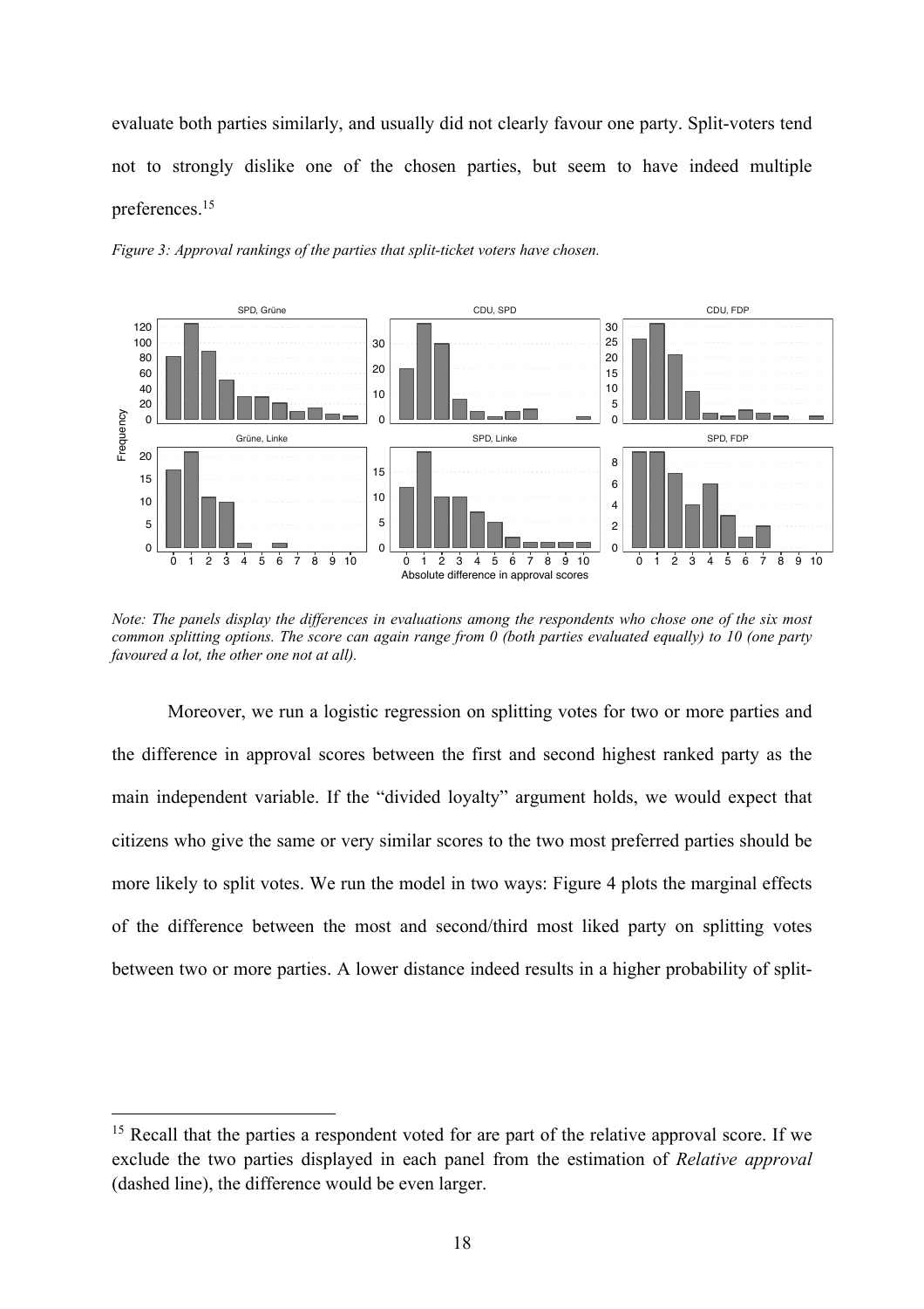evaluate both parties similarly, and usually did not clearly favour one party. Split-voters tend not to strongly dislike one of the chosen parties, but seem to have indeed multiple preferences.[15]

*Figure 3: Approval rankings of the parties that split-ticket voters have chosen.*

*Note: The panels display the differences in evaluations among the respondents who chose one of the six most common splitting options. The score can again range from 0 (both parties evaluated equally) to 10 (one party favoured a lot, the other one not at all).*

Moreover, we run a logistic regression on splitting votes for two or more parties and the difference in approval scores between the first and second highest ranked party as the main independent variable. If the "divided loyalty" argument holds, we would expect that citizens who give the same or very similar scores to the two most preferred parties should be more likely to split votes. We run the model in two ways: Figure 4 plots the marginal effects of the difference between the most and second/third most liked party on splitting votes between two or more parties. A lower distance indeed results in a higher probability of split-

[15] Recall that the parties a respondent voted for are part of the relative approval score. If we exclude the two parties displayed in each panel from the estimation of *Relative approval* (dashed line), the difference would be even larger.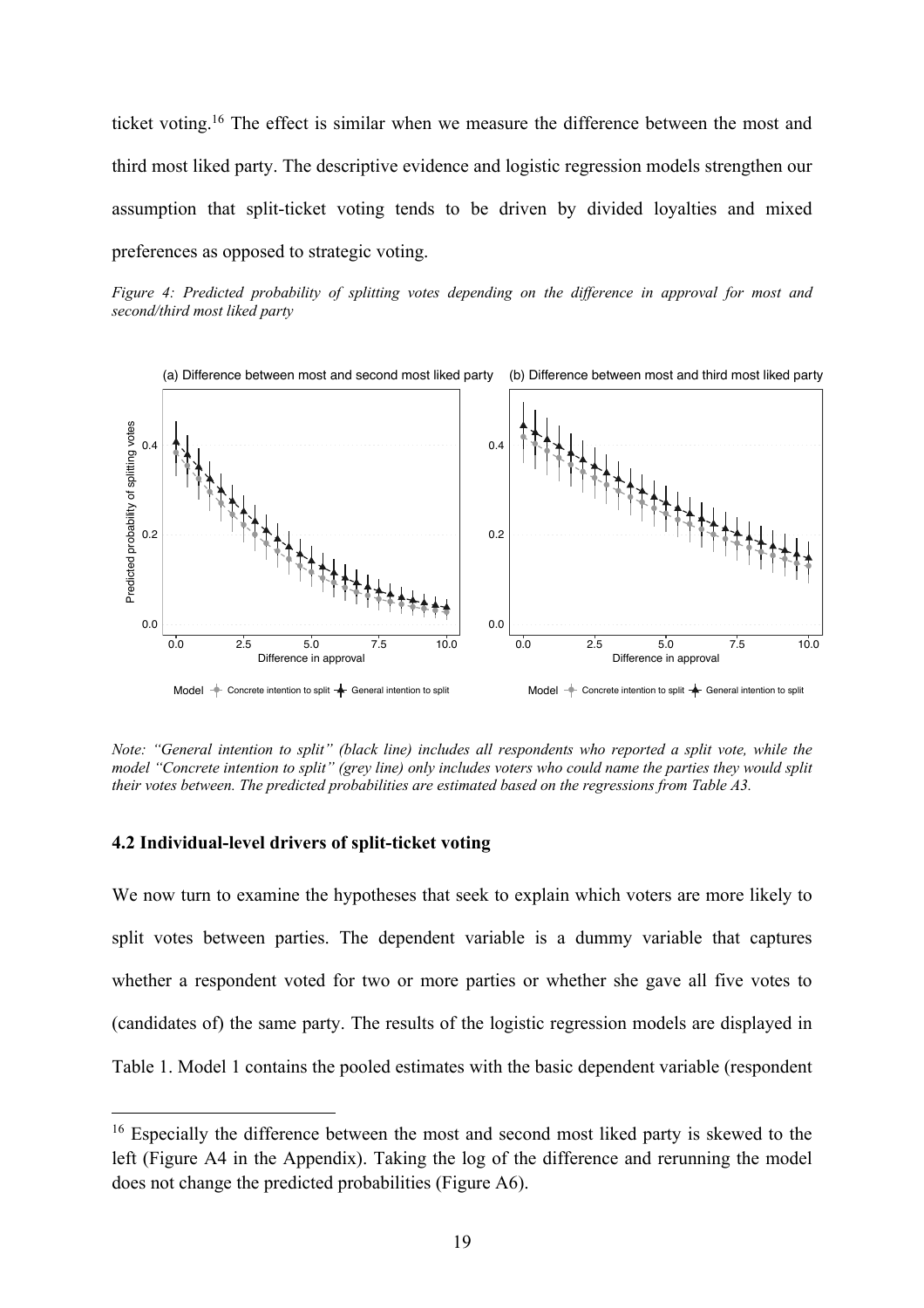ticket voting.[16] The effect is similar when we measure the difference between the most and third most liked party. The descriptive evidence and logistic regression models strengthen our assumption that split-ticket voting tends to be driven by divided loyalties and mixed preferences as opposed to strategic voting.

*Figure 4: Predicted probability of splitting votes depending on the difference in approval for most and second/third most liked party*

*Note: "General intention to split" (black line) includes all respondents who reported a split vote, while the model "Concrete intention to split" (grey line) only includes voters who could name the parties they would split their votes between. The predicted probabilities are estimated based on the regressions from Table A3.*

### 4.2 Individual-level drivers of split-ticket voting

We now turn to examine the hypotheses that seek to explain which voters are more likely to split votes between parties. The dependent variable is a dummy variable that captures whether a respondent voted for two or more parties or whether she gave all five votes to (candidates of) the same party. The results of the logistic regression models are displayed in Table 1. Model 1 contains the pooled estimates with the basic dependent variable (respondent

[16] Especially the difference between the most and second most liked party is skewed to the left (Figure A4 in the Appendix). Taking the log of the difference and rerunning the model does not change the predicted probabilities (Figure A6).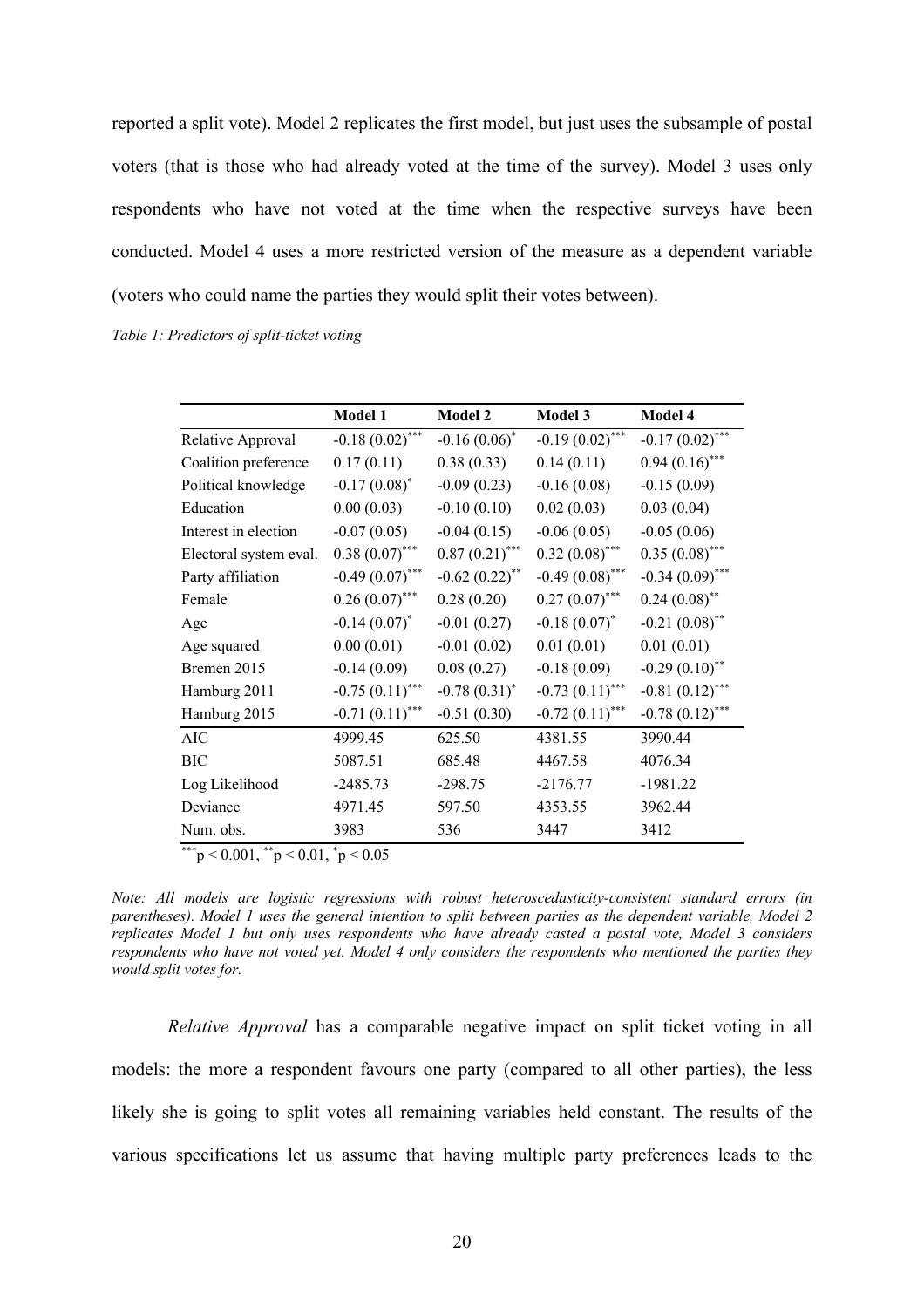reported a split vote). Model 2 replicates the first model, but just uses the subsample of postal voters (that is those who had already voted at the time of the survey). Model 3 uses only respondents who have not voted at the time when the respective surveys have been conducted. Model 4 uses a more restricted version of the measure as a dependent variable (voters who could name the parties they would split their votes between).

*Table 1: Predictors of split-ticket voting*

| | Model 1 | Model 2 | Model 3 | Model 4 |
|---|---|---|---|---|
| Relative Approval | $-0.18\ (0.02)^{***}$ | $-0.16\ (0.06)^{*}$ | $-0.19\ (0.02)^{***}$ | $-0.17\ (0.02)^{***}$ |
| Coalition preference | 0.17 (0.11) | 0.38 (0.33) | 0.14 (0.11) | $0.94\ (0.16)^{***}$ |
| Political knowledge | $-0.17\ (0.08)^{*}$ | -0.09 (0.23) | -0.16 (0.08) | -0.15 (0.09) |
| Education | 0.00 (0.03) | -0.10 (0.10) | 0.02 (0.03) | 0.03 (0.04) |
| Interest in election | -0.07 (0.05) | -0.04 (0.15) | -0.06 (0.05) | -0.05 (0.06) |
| Electoral system eval. | $0.38\ (0.07)^{***}$ | $0.87\ (0.21)^{***}$ | $0.32\ (0.08)^{***}$ | $0.35\ (0.08)^{***}$ |
| Party affiliation | $-0.49\ (0.07)^{***}$ | $-0.62\ (0.22)^{**}$ | $-0.49\ (0.08)^{***}$ | $-0.34\ (0.09)^{***}$ |
| Female | $0.26\ (0.07)^{***}$ | 0.28 (0.20) | $0.27\ (0.07)^{***}$ | $0.24\ (0.08)^{**}$ |
| Age | $-0.14\ (0.07)^{*}$ | -0.01 (0.27) | $-0.18\ (0.07)^{*}$ | $-0.21\ (0.08)^{**}$ |
| Age squared | 0.00 (0.01) | -0.01 (0.02) | 0.01 (0.01) | 0.01 (0.01) |
| Bremen 2015 | -0.14 (0.09) | 0.08 (0.27) | -0.18 (0.09) | $-0.29\ (0.10)^{**}$ |
| Hamburg 2011 | $-0.75\ (0.11)^{***}$ | $-0.78\ (0.31)^{*}$ | $-0.73\ (0.11)^{***}$ | $-0.81\ (0.12)^{***}$ |
| Hamburg 2015 | $-0.71\ (0.11)^{***}$ | -0.51 (0.30) | $-0.72\ (0.11)^{***}$ | $-0.78\ (0.12)^{***}$ |
| AIC | 4999.45 | 625.50 | 4381.55 | 3990.44 |
| BIC | 5087.51 | 685.48 | 4467.58 | 4076.34 |
| Log Likelihood | -2485.73 | -298.75 | -2176.77 | -1981.22 |
| Deviance | 4971.45 | 597.50 | 4353.55 | 3962.44 |
| Num. obs. | 3983 | 536 | 3447 | 3412 |

$^{***}p < 0.001$, $^{**}p < 0.01$, $^{*}p < 0.05$

*Note: All models are logistic regressions with robust heteroscedasticity-consistent standard errors (in parentheses). Model 1 uses the general intention to split between parties as the dependent variable, Model 2 replicates Model 1 but only uses respondents who have already casted a postal vote, Model 3 considers respondents who have not voted yet. Model 4 only considers the respondents who mentioned the parties they would split votes for.*

*Relative Approval* has a comparable negative impact on split ticket voting in all models: the more a respondent favours one party (compared to all other parties), the less likely she is going to split votes all remaining variables held constant. The results of the various specifications let us assume that having multiple party preferences leads to the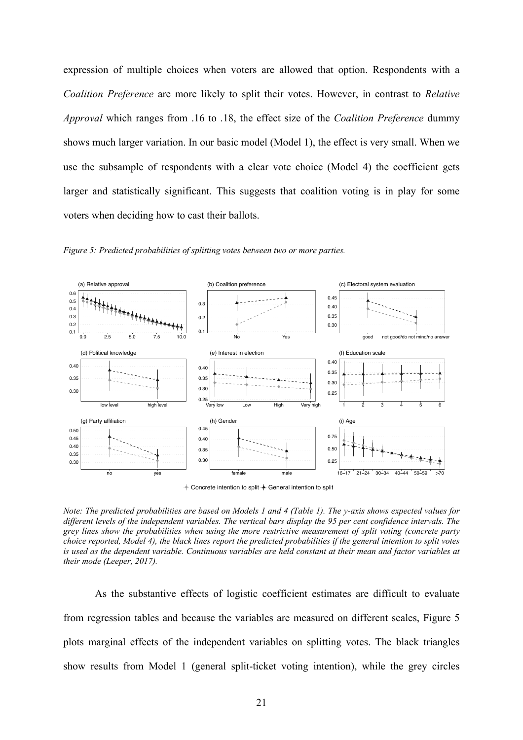expression of multiple choices when voters are allowed that option. Respondents with a *Coalition Preference* are more likely to split their votes. However, in contrast to *Relative Approval* which ranges from .16 to .18, the effect size of the *Coalition Preference* dummy shows much larger variation. In our basic model (Model 1), the effect is very small. When we use the subsample of respondents with a clear vote choice (Model 4) the coefficient gets larger and statistically significant. This suggests that coalition voting is in play for some voters when deciding how to cast their ballots.

*Figure 5: Predicted probabilities of splitting votes between two or more parties.*

*Note: The predicted probabilities are based on Models 1 and 4 (Table 1). The y-axis shows expected values for different levels of the independent variables. The vertical bars display the 95 per cent confidence intervals. The grey lines show the probabilities when using the more restrictive measurement of split voting (concrete party choice reported, Model 4), the black lines report the predicted probabilities if the general intention to split votes is used as the dependent variable. Continuous variables are held constant at their mean and factor variables at their mode (Leeper, 2017).*

As the substantive effects of logistic coefficient estimates are difficult to evaluate from regression tables and because the variables are measured on different scales, Figure 5 plots marginal effects of the independent variables on splitting votes. The black triangles show results from Model 1 (general split-ticket voting intention), while the grey circles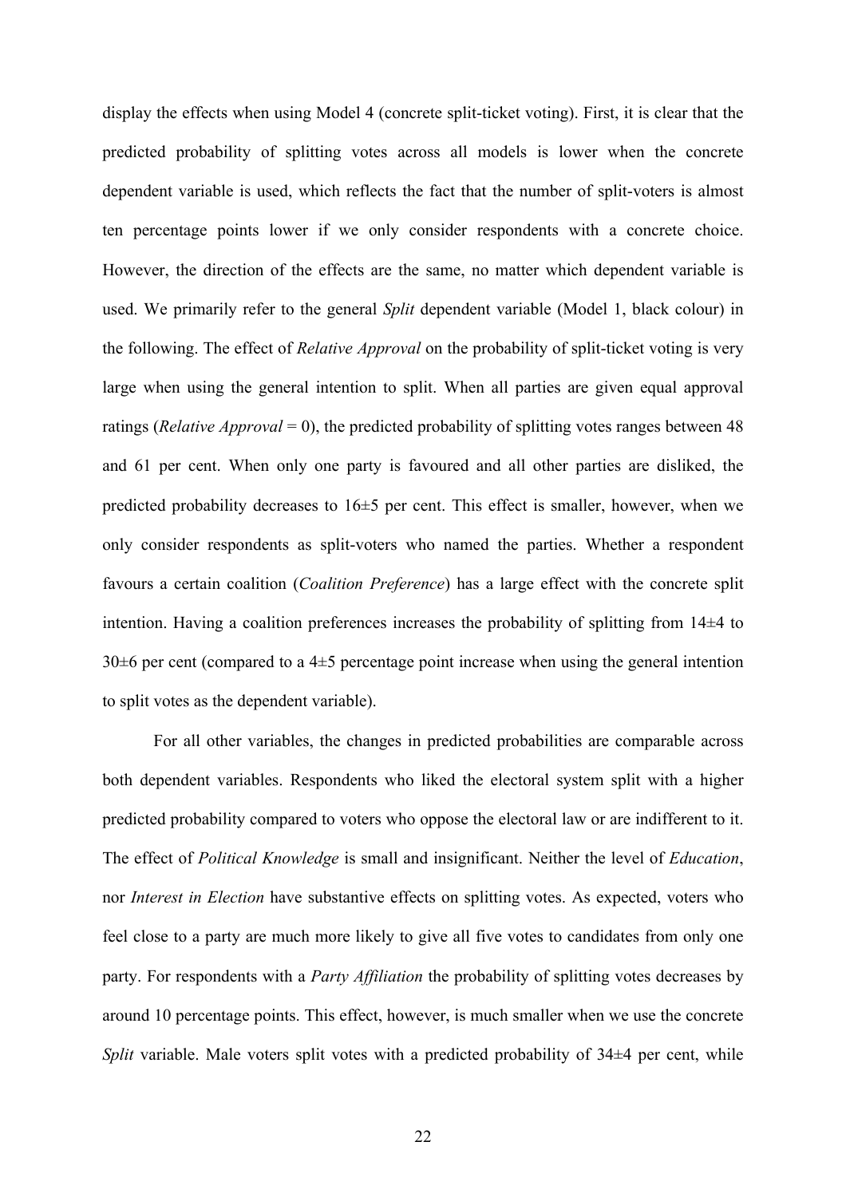display the effects when using Model 4 (concrete split-ticket voting). First, it is clear that the predicted probability of splitting votes across all models is lower when the concrete dependent variable is used, which reflects the fact that the number of split-voters is almost ten percentage points lower if we only consider respondents with a concrete choice. However, the direction of the effects are the same, no matter which dependent variable is used. We primarily refer to the general *Split* dependent variable (Model 1, black colour) in the following. The effect of *Relative Approval* on the probability of split-ticket voting is very large when using the general intention to split. When all parties are given equal approval ratings (*Relative Approval* = 0), the predicted probability of splitting votes ranges between 48 and 61 per cent. When only one party is favoured and all other parties are disliked, the predicted probability decreases to 16±5 per cent. This effect is smaller, however, when we only consider respondents as split-voters who named the parties. Whether a respondent favours a certain coalition (*Coalition Preference*) has a large effect with the concrete split intention. Having a coalition preferences increases the probability of splitting from 14±4 to 30±6 per cent (compared to a 4±5 percentage point increase when using the general intention to split votes as the dependent variable).

For all other variables, the changes in predicted probabilities are comparable across both dependent variables. Respondents who liked the electoral system split with a higher predicted probability compared to voters who oppose the electoral law or are indifferent to it. The effect of *Political Knowledge* is small and insignificant. Neither the level of *Education*, nor *Interest in Election* have substantive effects on splitting votes. As expected, voters who feel close to a party are much more likely to give all five votes to candidates from only one party. For respondents with a *Party Affiliation* the probability of splitting votes decreases by around 10 percentage points. This effect, however, is much smaller when we use the concrete *Split* variable. Male voters split votes with a predicted probability of 34±4 per cent, while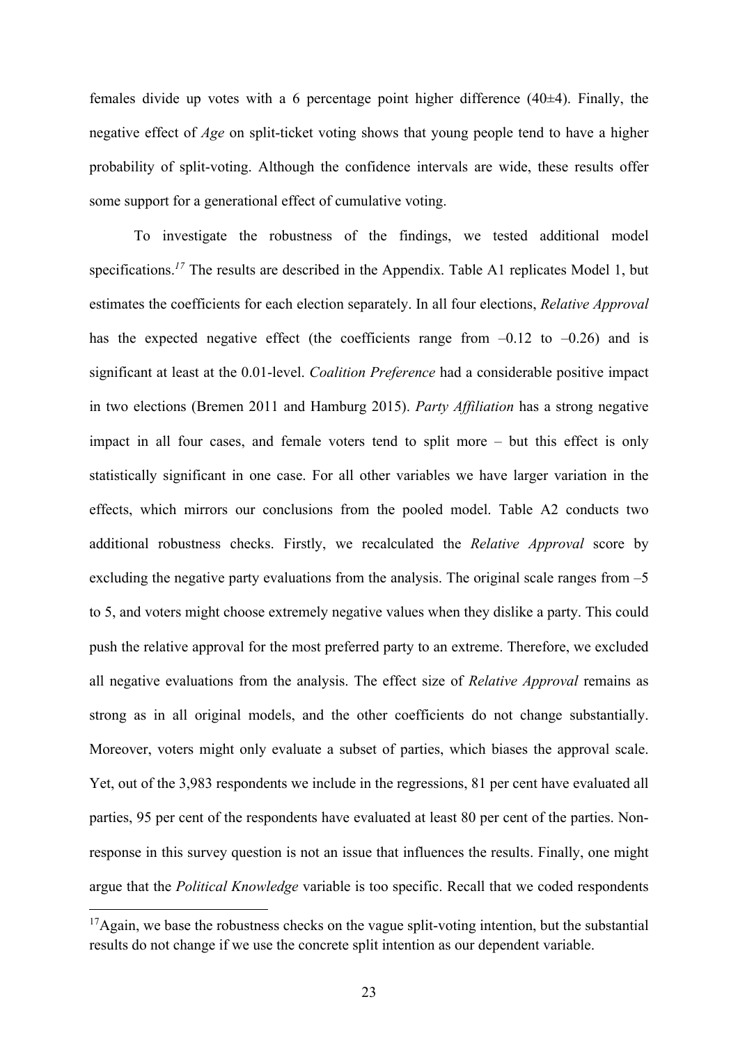females divide up votes with a 6 percentage point higher difference (40±4). Finally, the negative effect of *Age* on split-ticket voting shows that young people tend to have a higher probability of split-voting. Although the confidence intervals are wide, these results offer some support for a generational effect of cumulative voting.

To investigate the robustness of the findings, we tested additional model specifications.[17] The results are described in the Appendix. Table A1 replicates Model 1, but estimates the coefficients for each election separately. In all four elections, *Relative Approval* has the expected negative effect (the coefficients range from –0.12 to –0.26) and is significant at least at the 0.01-level. *Coalition Preference* had a considerable positive impact in two elections (Bremen 2011 and Hamburg 2015). *Party Affiliation* has a strong negative impact in all four cases, and female voters tend to split more – but this effect is only statistically significant in one case. For all other variables we have larger variation in the effects, which mirrors our conclusions from the pooled model. Table A2 conducts two additional robustness checks. Firstly, we recalculated the *Relative Approval* score by excluding the negative party evaluations from the analysis. The original scale ranges from –5 to 5, and voters might choose extremely negative values when they dislike a party. This could push the relative approval for the most preferred party to an extreme. Therefore, we excluded all negative evaluations from the analysis. The effect size of *Relative Approval* remains as strong as in all original models, and the other coefficients do not change substantially. Moreover, voters might only evaluate a subset of parties, which biases the approval scale. Yet, out of the 3,983 respondents we include in the regressions, 81 per cent have evaluated all parties, 95 per cent of the respondents have evaluated at least 80 per cent of the parties. Non-response in this survey question is not an issue that influences the results. Finally, one might argue that the *Political Knowledge* variable is too specific. Recall that we coded respondents

[17] Again, we base the robustness checks on the vague split-voting intention, but the substantial results do not change if we use the concrete split intention as our dependent variable.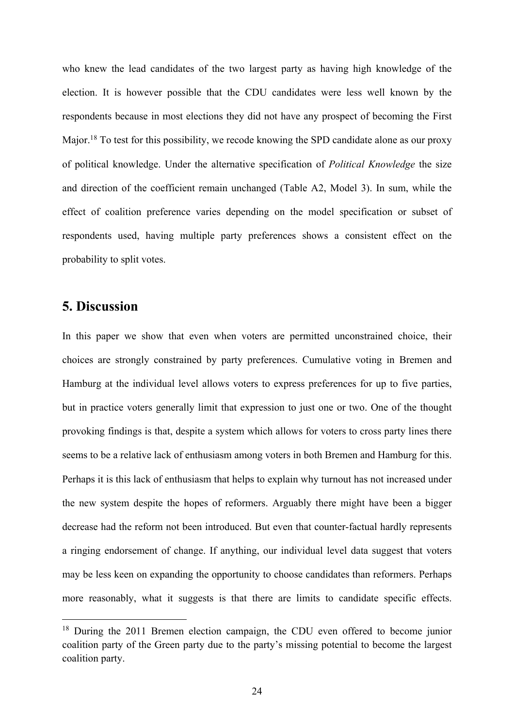who knew the lead candidates of the two largest party as having high knowledge of the election. It is however possible that the CDU candidates were less well known by the respondents because in most elections they did not have any prospect of becoming the First Major.[18] To test for this possibility, we recode knowing the SPD candidate alone as our proxy of political knowledge. Under the alternative specification of *Political Knowledge* the size and direction of the coefficient remain unchanged (Table A2, Model 3). In sum, while the effect of coalition preference varies depending on the model specification or subset of respondents used, having multiple party preferences shows a consistent effect on the probability to split votes.

## 5. Discussion

In this paper we show that even when voters are permitted unconstrained choice, their choices are strongly constrained by party preferences. Cumulative voting in Bremen and Hamburg at the individual level allows voters to express preferences for up to five parties, but in practice voters generally limit that expression to just one or two. One of the thought provoking findings is that, despite a system which allows for voters to cross party lines there seems to be a relative lack of enthusiasm among voters in both Bremen and Hamburg for this. Perhaps it is this lack of enthusiasm that helps to explain why turnout has not increased under the new system despite the hopes of reformers. Arguably there might have been a bigger decrease had the reform not been introduced. But even that counter-factual hardly represents a ringing endorsement of change. If anything, our individual level data suggest that voters may be less keen on expanding the opportunity to choose candidates than reformers. Perhaps more reasonably, what it suggests is that there are limits to candidate specific effects.

[18] During the 2011 Bremen election campaign, the CDU even offered to become junior coalition party of the Green party due to the party's missing potential to become the largest coalition party.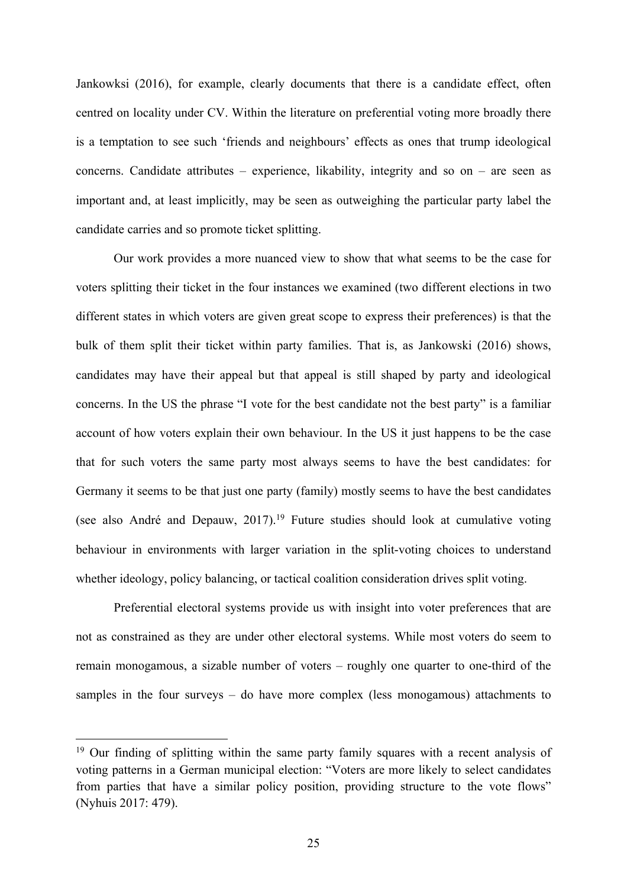Jankowksi (2016), for example, clearly documents that there is a candidate effect, often centred on locality under CV. Within the literature on preferential voting more broadly there is a temptation to see such 'friends and neighbours' effects as ones that trump ideological concerns. Candidate attributes – experience, likability, integrity and so on – are seen as important and, at least implicitly, may be seen as outweighing the particular party label the candidate carries and so promote ticket splitting.

Our work provides a more nuanced view to show that what seems to be the case for voters splitting their ticket in the four instances we examined (two different elections in two different states in which voters are given great scope to express their preferences) is that the bulk of them split their ticket within party families. That is, as Jankowski (2016) shows, candidates may have their appeal but that appeal is still shaped by party and ideological concerns. In the US the phrase "I vote for the best candidate not the best party" is a familiar account of how voters explain their own behaviour. In the US it just happens to be the case that for such voters the same party most always seems to have the best candidates: for Germany it seems to be that just one party (family) mostly seems to have the best candidates (see also André and Depauw, 2017).[19] Future studies should look at cumulative voting behaviour in environments with larger variation in the split-voting choices to understand whether ideology, policy balancing, or tactical coalition consideration drives split voting.

Preferential electoral systems provide us with insight into voter preferences that are not as constrained as they are under other electoral systems. While most voters do seem to remain monogamous, a sizable number of voters – roughly one quarter to one-third of the samples in the four surveys – do have more complex (less monogamous) attachments to

[19] Our finding of splitting within the same party family squares with a recent analysis of voting patterns in a German municipal election: "Voters are more likely to select candidates from parties that have a similar policy position, providing structure to the vote flows" (Nyhuis 2017: 479).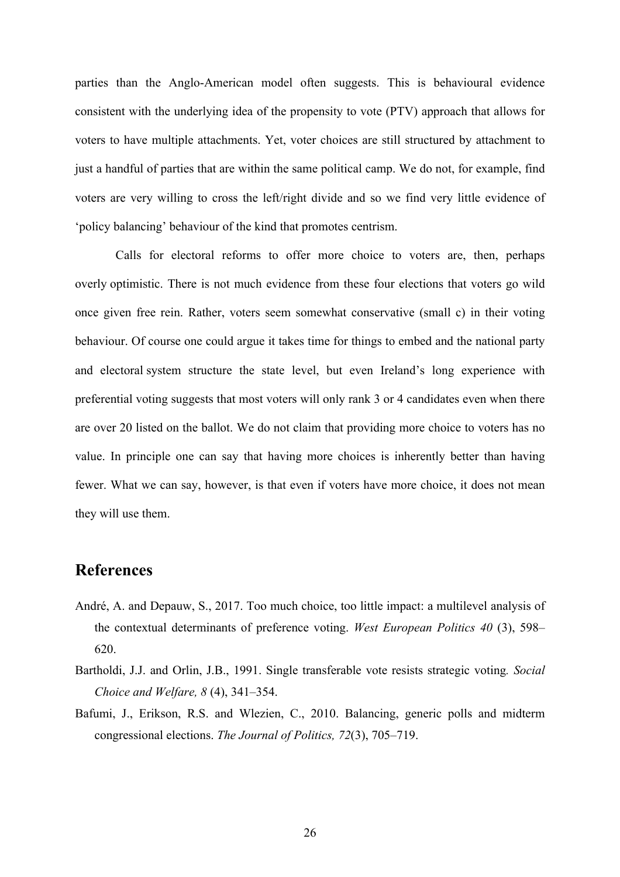parties than the Anglo-American model often suggests. This is behavioural evidence consistent with the underlying idea of the propensity to vote (PTV) approach that allows for voters to have multiple attachments. Yet, voter choices are still structured by attachment to just a handful of parties that are within the same political camp. We do not, for example, find voters are very willing to cross the left/right divide and so we find very little evidence of 'policy balancing' behaviour of the kind that promotes centrism.

Calls for electoral reforms to offer more choice to voters are, then, perhaps overly optimistic. There is not much evidence from these four elections that voters go wild once given free rein. Rather, voters seem somewhat conservative (small c) in their voting behaviour. Of course one could argue it takes time for things to embed and the national party and electoral system structure the state level, but even Ireland's long experience with preferential voting suggests that most voters will only rank 3 or 4 candidates even when there are over 20 listed on the ballot. We do not claim that providing more choice to voters has no value. In principle one can say that having more choices is inherently better than having fewer. What we can say, however, is that even if voters have more choice, it does not mean they will use them.

## References

André, A. and Depauw, S., 2017. Too much choice, too little impact: a multilevel analysis of the contextual determinants of preference voting. *West European Politics 40* (3), 598–620.

Bartholdi, J.J. and Orlin, J.B., 1991. Single transferable vote resists strategic voting*. Social Choice and Welfare, 8* (4), 341–354.

Bafumi, J., Erikson, R.S. and Wlezien, C., 2010. Balancing, generic polls and midterm congressional elections. *The Journal of Politics, 72*(3), 705–719.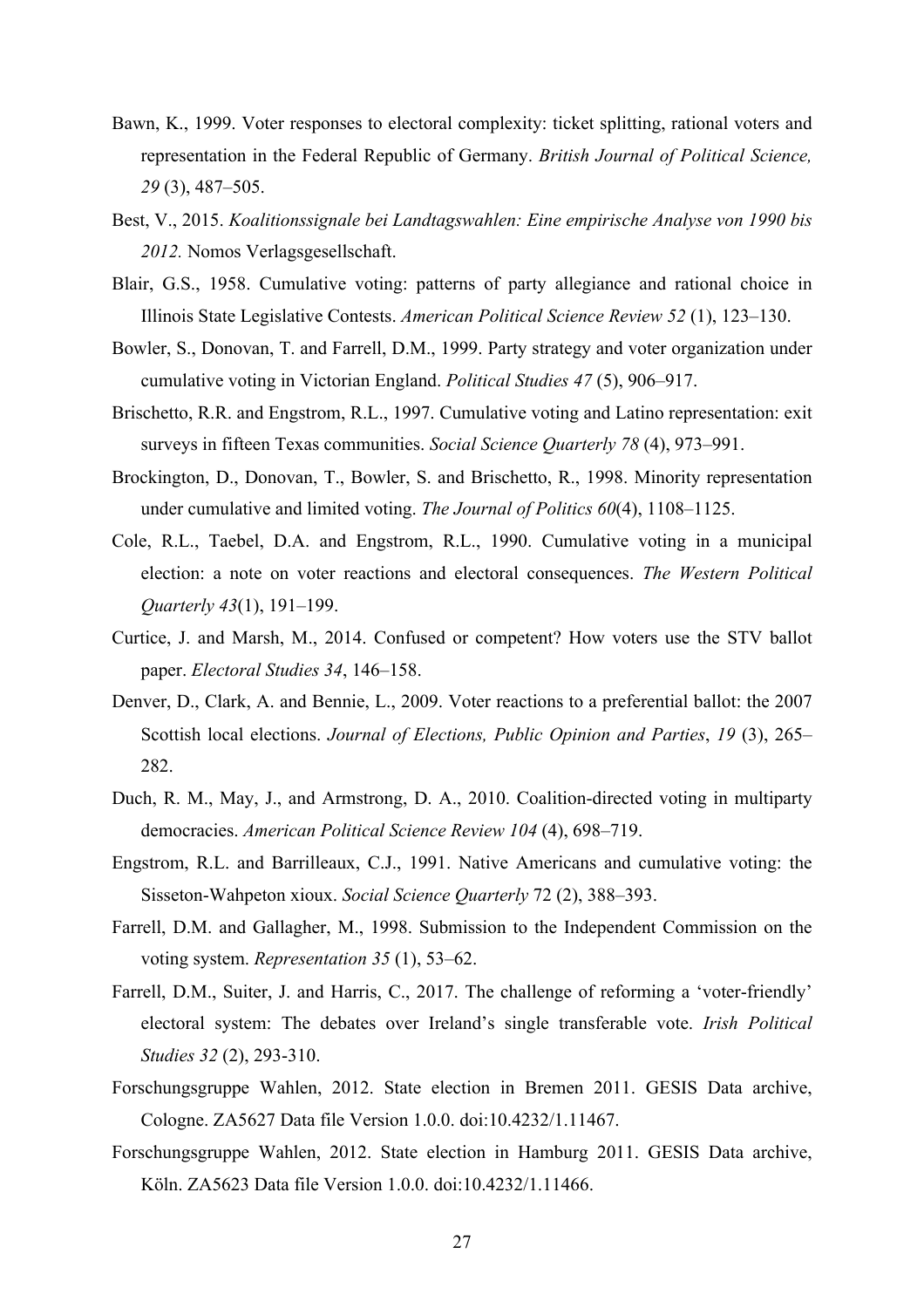Bawn, K., 1999. Voter responses to electoral complexity: ticket splitting, rational voters and representation in the Federal Republic of Germany. *British Journal of Political Science, 29* (3), 487–505.

Best, V., 2015. *Koalitionssignale bei Landtagswahlen: Eine empirische Analyse von 1990 bis 2012.* Nomos Verlagsgesellschaft.

Blair, G.S., 1958. Cumulative voting: patterns of party allegiance and rational choice in Illinois State Legislative Contests. *American Political Science Review 52* (1), 123–130.

Bowler, S., Donovan, T. and Farrell, D.M., 1999. Party strategy and voter organization under cumulative voting in Victorian England. *Political Studies 47* (5), 906–917.

Brischetto, R.R. and Engstrom, R.L., 1997. Cumulative voting and Latino representation: exit surveys in fifteen Texas communities. *Social Science Quarterly 78* (4), 973–991.

Brockington, D., Donovan, T., Bowler, S. and Brischetto, R., 1998. Minority representation under cumulative and limited voting. *The Journal of Politics 60*(4), 1108–1125.

Cole, R.L., Taebel, D.A. and Engstrom, R.L., 1990. Cumulative voting in a municipal election: a note on voter reactions and electoral consequences. *The Western Political Quarterly 43*(1), 191–199.

Curtice, J. and Marsh, M., 2014. Confused or competent? How voters use the STV ballot paper. *Electoral Studies 34*, 146–158.

Denver, D., Clark, A. and Bennie, L., 2009. Voter reactions to a preferential ballot: the 2007 Scottish local elections. *Journal of Elections, Public Opinion and Parties*, *19* (3), 265–282.

Duch, R. M., May, J., and Armstrong, D. A., 2010. Coalition-directed voting in multiparty democracies. *American Political Science Review 104* (4), 698–719.

Engstrom, R.L. and Barrilleaux, C.J., 1991. Native Americans and cumulative voting: the Sisseton-Wahpeton xioux. *Social Science Quarterly* 72 (2), 388–393.

Farrell, D.M. and Gallagher, M., 1998. Submission to the Independent Commission on the voting system. *Representation 35* (1), 53–62.

Farrell, D.M., Suiter, J. and Harris, C., 2017. The challenge of reforming a 'voter-friendly' electoral system: The debates over Ireland's single transferable vote. *Irish Political Studies 32* (2), 293-310.

Forschungsgruppe Wahlen, 2012. State election in Bremen 2011. GESIS Data archive, Cologne. ZA5627 Data file Version 1.0.0. doi:10.4232/1.11467.

Forschungsgruppe Wahlen, 2012. State election in Hamburg 2011. GESIS Data archive, Köln. ZA5623 Data file Version 1.0.0. doi:10.4232/1.11466.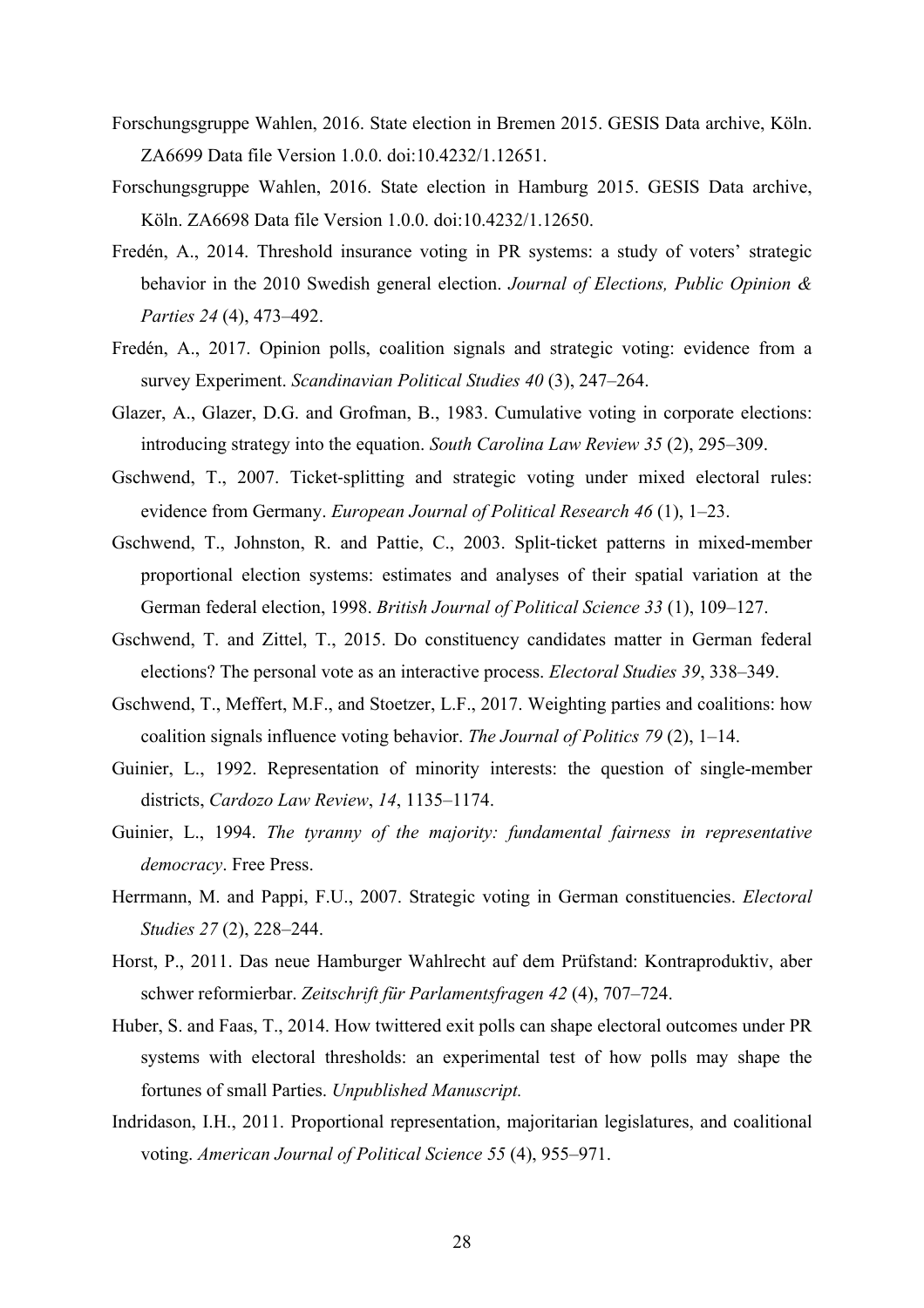Forschungsgruppe Wahlen, 2016. State election in Bremen 2015. GESIS Data archive, Köln. ZA6699 Data file Version 1.0.0. doi:10.4232/1.12651.

Forschungsgruppe Wahlen, 2016. State election in Hamburg 2015. GESIS Data archive, Köln. ZA6698 Data file Version 1.0.0. doi:10.4232/1.12650.

Fredén, A., 2014. Threshold insurance voting in PR systems: a study of voters' strategic behavior in the 2010 Swedish general election. *Journal of Elections, Public Opinion & Parties 24* (4), 473–492.

Fredén, A., 2017. Opinion polls, coalition signals and strategic voting: evidence from a survey Experiment. *Scandinavian Political Studies 40* (3), 247–264.

Glazer, A., Glazer, D.G. and Grofman, B., 1983. Cumulative voting in corporate elections: introducing strategy into the equation. *South Carolina Law Review 35* (2), 295–309.

Gschwend, T., 2007. Ticket-splitting and strategic voting under mixed electoral rules: evidence from Germany. *European Journal of Political Research 46* (1), 1–23.

Gschwend, T., Johnston, R. and Pattie, C., 2003. Split-ticket patterns in mixed-member proportional election systems: estimates and analyses of their spatial variation at the German federal election, 1998. *British Journal of Political Science 33* (1), 109–127.

Gschwend, T. and Zittel, T., 2015. Do constituency candidates matter in German federal elections? The personal vote as an interactive process. *Electoral Studies 39*, 338–349.

Gschwend, T., Meffert, M.F., and Stoetzer, L.F., 2017. Weighting parties and coalitions: how coalition signals influence voting behavior. *The Journal of Politics 79* (2), 1–14.

Guinier, L., 1992. Representation of minority interests: the question of single-member districts, *Cardozo Law Review*, *14*, 1135–1174.

Guinier, L., 1994. *The tyranny of the majority: fundamental fairness in representative democracy*. Free Press.

Herrmann, M. and Pappi, F.U., 2007. Strategic voting in German constituencies. *Electoral Studies 27* (2), 228–244.

Horst, P., 2011. Das neue Hamburger Wahlrecht auf dem Prüfstand: Kontraproduktiv, aber schwer reformierbar. *Zeitschrift für Parlamentsfragen 42* (4), 707–724.

Huber, S. and Faas, T., 2014. How twittered exit polls can shape electoral outcomes under PR systems with electoral thresholds: an experimental test of how polls may shape the fortunes of small Parties. *Unpublished Manuscript.*

Indridason, I.H., 2011. Proportional representation, majoritarian legislatures, and coalitional voting. *American Journal of Political Science 55* (4), 955–971.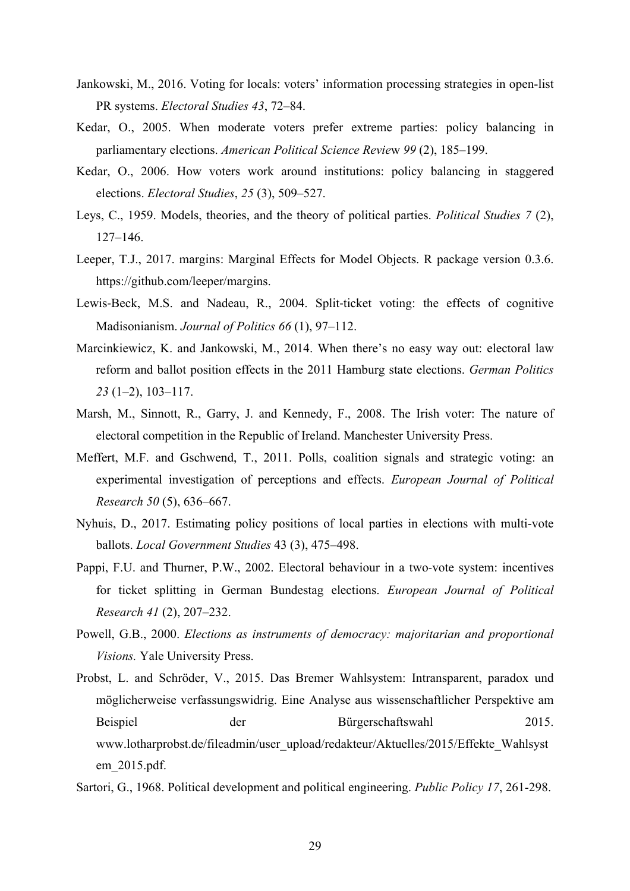Jankowski, M., 2016. Voting for locals: voters' information processing strategies in open-list PR systems. *Electoral Studies 43*, 72–84.

Kedar, O., 2005. When moderate voters prefer extreme parties: policy balancing in parliamentary elections. *American Political Science Review 99* (2), 185–199.

Kedar, O., 2006. How voters work around institutions: policy balancing in staggered elections. *Electoral Studies*, *25* (3), 509–527.

Leys, C., 1959. Models, theories, and the theory of political parties. *Political Studies 7* (2), 127–146.

Leeper, T.J., 2017. margins: Marginal Effects for Model Objects. R package version 0.3.6. https://github.com/leeper/margins.

Lewis-Beck, M.S. and Nadeau, R., 2004. Split-ticket voting: the effects of cognitive Madisonianism. *Journal of Politics 66* (1), 97–112.

Marcinkiewicz, K. and Jankowski, M., 2014. When there's no easy way out: electoral law reform and ballot position effects in the 2011 Hamburg state elections. *German Politics 23* (1–2), 103–117.

Marsh, M., Sinnott, R., Garry, J. and Kennedy, F., 2008. The Irish voter: The nature of electoral competition in the Republic of Ireland. Manchester University Press.

Meffert, M.F. and Gschwend, T., 2011. Polls, coalition signals and strategic voting: an experimental investigation of perceptions and effects. *European Journal of Political Research 50* (5), 636–667.

Nyhuis, D., 2017. Estimating policy positions of local parties in elections with multi-vote ballots. *Local Government Studies* 43 (3), 475–498.

Pappi, F.U. and Thurner, P.W., 2002. Electoral behaviour in a two-vote system: incentives for ticket splitting in German Bundestag elections. *European Journal of Political Research 41* (2), 207–232.

Powell, G.B., 2000. *Elections as instruments of democracy: majoritarian and proportional Visions.* Yale University Press.

Probst, L. and Schröder, V., 2015. Das Bremer Wahlsystem: Intransparent, paradox und möglicherweise verfassungswidrig. Eine Analyse aus wissenschaftlicher Perspektive am Beispiel der Bürgerschaftswahl 2015. www.lotharprobst.de/fileadmin/user_upload/redakteur/Aktuelles/2015/Effekte_Wahlsystem_2015.pdf.

Sartori, G., 1968. Political development and political engineering. *Public Policy 17*, 261-298.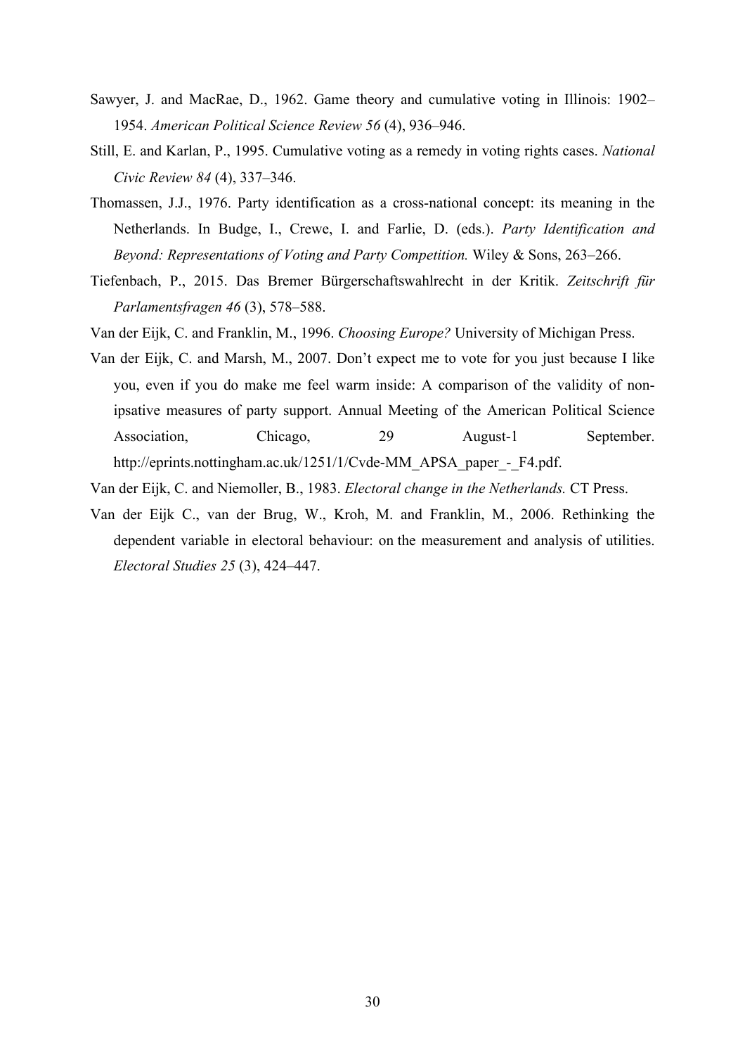Sawyer, J. and MacRae, D., 1962. Game theory and cumulative voting in Illinois: 1902–1954. *American Political Science Review 56* (4), 936–946.

Still, E. and Karlan, P., 1995. Cumulative voting as a remedy in voting rights cases. *National Civic Review 84* (4), 337–346.

Thomassen, J.J., 1976. Party identification as a cross-national concept: its meaning in the Netherlands. In Budge, I., Crewe, I. and Farlie, D. (eds.). *Party Identification and Beyond: Representations of Voting and Party Competition.* Wiley & Sons, 263–266.

Tiefenbach, P., 2015. Das Bremer Bürgerschaftswahlrecht in der Kritik. *Zeitschrift für Parlamentsfragen 46* (3), 578–588.

Van der Eijk, C. and Franklin, M., 1996. *Choosing Europe?* University of Michigan Press.

Van der Eijk, C. and Marsh, M., 2007. Don't expect me to vote for you just because I like you, even if you do make me feel warm inside: A comparison of the validity of non-ipsative measures of party support. Annual Meeting of the American Political Science Association, Chicago, 29 August-1 September. http://eprints.nottingham.ac.uk/1251/1/Cvde-MM_APSA_paper_-_F4.pdf.

Van der Eijk, C. and Niemoller, B., 1983. *Electoral change in the Netherlands.* CT Press.

Van der Eijk C., van der Brug, W., Kroh, M. and Franklin, M., 2006. Rethinking the dependent variable in electoral behaviour: on the measurement and analysis of utilities. *Electoral Studies 25* (3), 424–447.